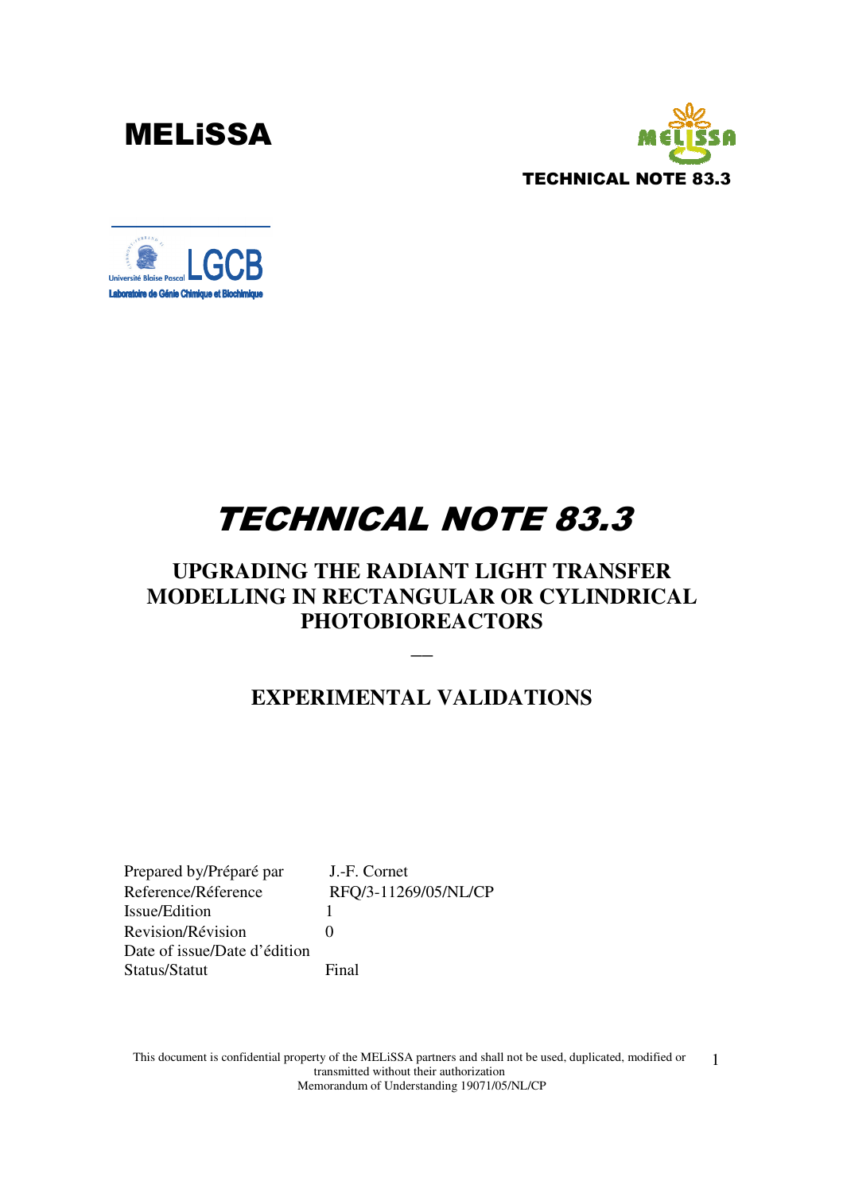**MELiSSA**

**TECHNICAL NOTE 83.3**

LGCB

Université Blaise Pascal

Laboratoire de Génie Chimique et Biochimique

# *TECHNICAL NOTE 83.3*

## UPGRADING THE RADIANT LIGHT TRANSFER MODELLING IN RECTANGULAR OR CYLINDRICAL PHOTOBIOREACTORS

—

## EXPERIMENTAL VALIDATIONS

| | |
|---|---|
| Prepared by/Préparé par | J.-F. Cornet |
| Reference/Réference | RFQ/3-11269/05/NL/CP |
| Issue/Edition | 1 |
| Revision/Révision | 0 |
| Date of issue/Date d'édition | |
| Status/Statut | Final |

This document is confidential property of the MELiSSA partners and shall not be used, duplicated, modified or transmitted without their authorization
Memorandum of Understanding 19071/05/NL/CP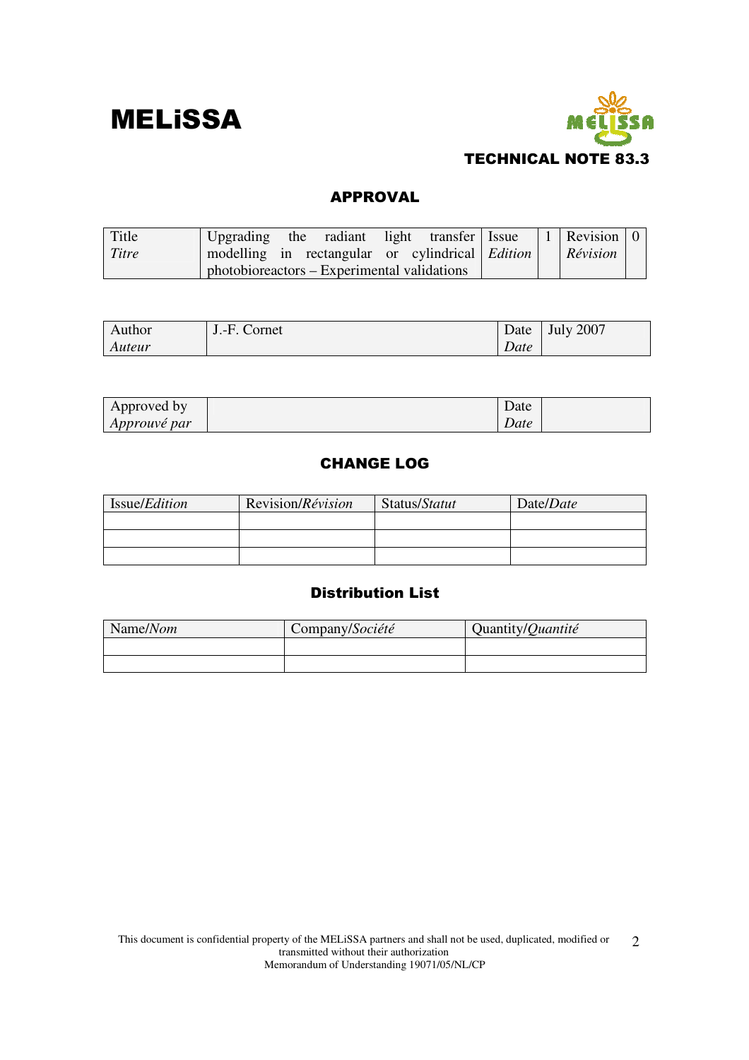**MELiSSA**

**TECHNICAL NOTE 83.3**

## APPROVAL

| Title<br>*Titre* | Upgrading the radiant light transfer modelling in rectangular or cylindrical photobioreactors – Experimental validations | Issue<br>*Edition* | 1 | Revision<br>*Révision* | 0 |
|---|---|---|---|---|---|

| Author<br>*Auteur* | J.-F. Cornet | Date<br>*Date* | July 2007 |
|---|---|---|---|

| Approved by<br>*Approuvé par* | | Date<br>*Date* | |
|---|---|---|---|

## CHANGE LOG

| Issue/*Edition* | Revision/*Révision* | Status/*Statut* | Date/*Date* |
|---|---|---|---|
| | | | |
| | | | |
| | | | |

## Distribution List

| Name/*Nom* | Company/*Société* | Quantity/*Quantité* |
|---|---|---|
| | | |
| | | |

This document is confidential property of the MELiSSA partners and shall not be used, duplicated, modified or transmitted without their authorization
Memorandum of Understanding 19071/05/NL/CP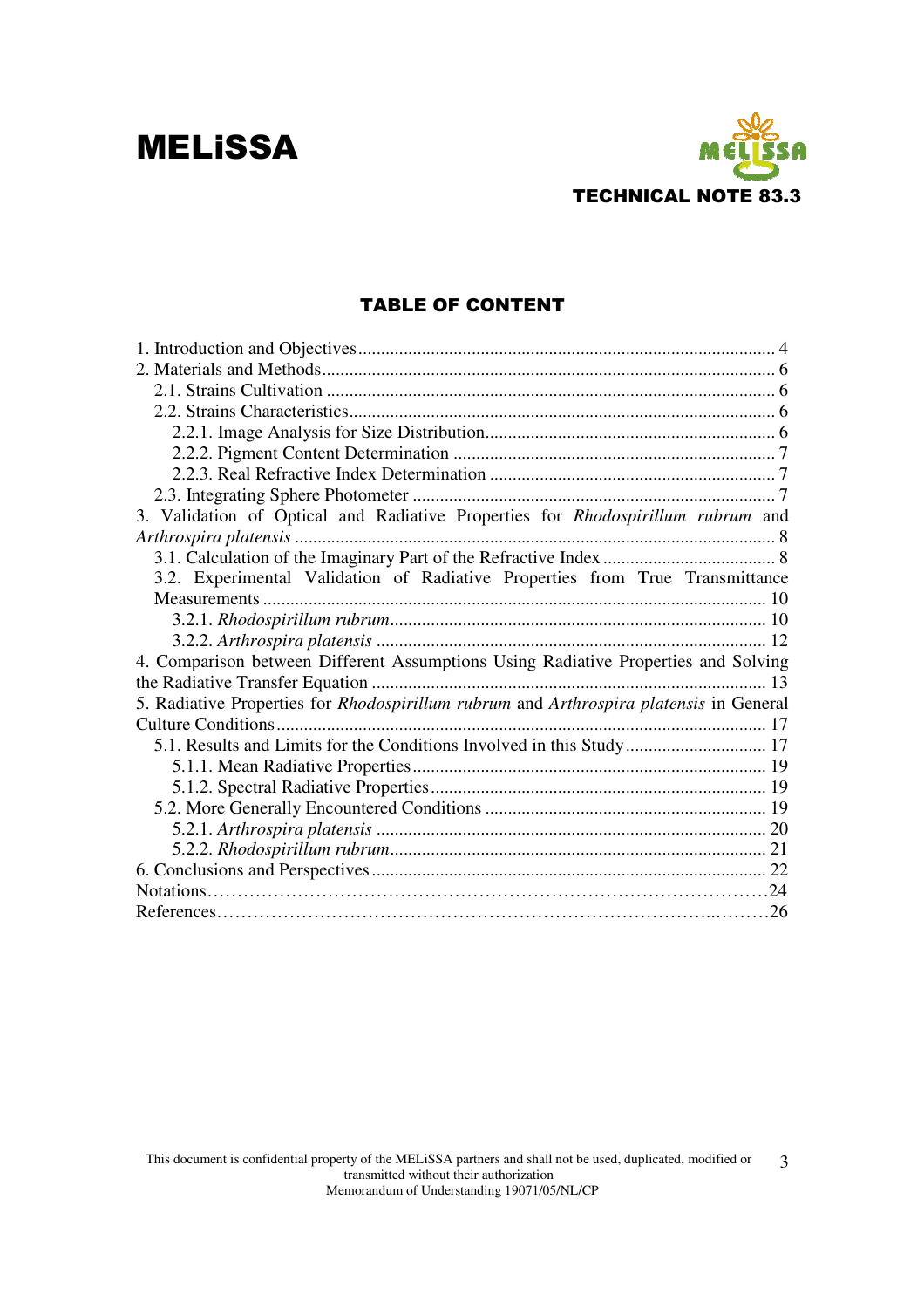# TABLE OF CONTENT

1. Introduction and Objectives ........................................................................................ 4
2. Materials and Methods.................................................................................................. 6
   - 2.1. Strains Cultivation ................................................................................................. 6
   - 2.2. Strains Characteristics............................................................................................ 6
     - 2.2.1. Image Analysis for Size Distribution................................................................ 6
     - 2.2.2. Pigment Content Determination ....................................................................... 7
     - 2.2.3. Real Refractive Index Determination ............................................................... 7
   - 2.3. Integrating Sphere Photometer ............................................................................... 7
3. Validation of Optical and Radiative Properties for *Rhodospirillum rubrum* and *Arthrospira platensis* .................................................................................................... 8
   - 3.1. Calculation of the Imaginary Part of the Refractive Index ...................................... 8
   - 3.2. Experimental Validation of Radiative Properties from True Transmittance Measurements ............................................................................................................. 10
     - 3.2.1. *Rhodospirillum rubrum*.................................................................................. 10
     - 3.2.2. *Arthrospira platensis* ..................................................................................... 12
4. Comparison between Different Assumptions Using Radiative Properties and Solving the Radiative Transfer Equation ...................................................................................... 13
5. Radiative Properties for *Rhodospirillum rubrum* and *Arthrospira platensis* in General Culture Conditions........................................................................................................ 17
   - 5.1. Results and Limits for the Conditions Involved in this Study.............................. 17
     - 5.1.1. Mean Radiative Properties............................................................................. 19
     - 5.1.2. Spectral Radiative Properties......................................................................... 19
   - 5.2. More Generally Encountered Conditions ............................................................. 19
     - 5.2.1. *Arthrospira platensis* ..................................................................................... 20
     - 5.2.2. *Rhodospirillum rubrum*.................................................................................. 21
6. Conclusions and Perspectives...................................................................................... 22

Notations……………………………………………………………………………24

References……………………………………………………………………..………26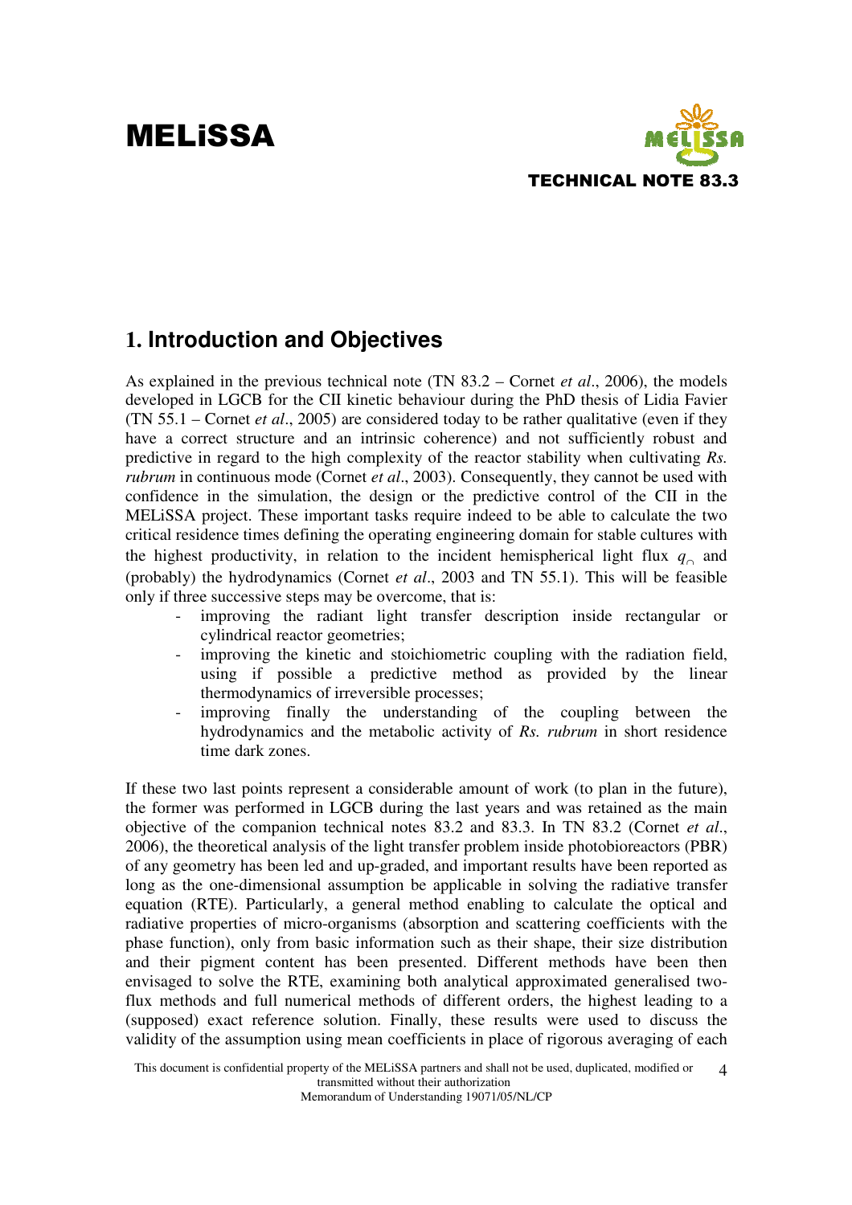## 1. Introduction and Objectives

As explained in the previous technical note (TN 83.2 – Cornet *et al*., 2006), the models developed in LGCB for the CII kinetic behaviour during the PhD thesis of Lidia Favier (TN 55.1 – Cornet *et al*., 2005) are considered today to be rather qualitative (even if they have a correct structure and an intrinsic coherence) and not sufficiently robust and predictive in regard to the high complexity of the reactor stability when cultivating *Rs. rubrum* in continuous mode (Cornet *et al*., 2003). Consequently, they cannot be used with confidence in the simulation, the design or the predictive control of the CII in the MELiSSA project. These important tasks require indeed to be able to calculate the two critical residence times defining the operating engineering domain for stable cultures with the highest productivity, in relation to the incident hemispherical light flux $q_{\cap}$ and (probably) the hydrodynamics (Cornet *et al*., 2003 and TN 55.1). This will be feasible only if three successive steps may be overcome, that is:

- improving the radiant light transfer description inside rectangular or cylindrical reactor geometries;
- improving the kinetic and stoichiometric coupling with the radiation field, using if possible a predictive method as provided by the linear thermodynamics of irreversible processes;
- improving finally the understanding of the coupling between the hydrodynamics and the metabolic activity of *Rs. rubrum* in short residence time dark zones.

If these two last points represent a considerable amount of work (to plan in the future), the former was performed in LGCB during the last years and was retained as the main objective of the companion technical notes 83.2 and 83.3. In TN 83.2 (Cornet *et al*., 2006), the theoretical analysis of the light transfer problem inside photobioreactors (PBR) of any geometry has been led and up-graded, and important results have been reported as long as the one-dimensional assumption be applicable in solving the radiative transfer equation (RTE). Particularly, a general method enabling to calculate the optical and radiative properties of micro-organisms (absorption and scattering coefficients with the phase function), only from basic information such as their shape, their size distribution and their pigment content has been presented. Different methods have been then envisaged to solve the RTE, examining both analytical approximated generalised two-flux methods and full numerical methods of different orders, the highest leading to a (supposed) exact reference solution. Finally, these results were used to discuss the validity of the assumption using mean coefficients in place of rigorous averaging of each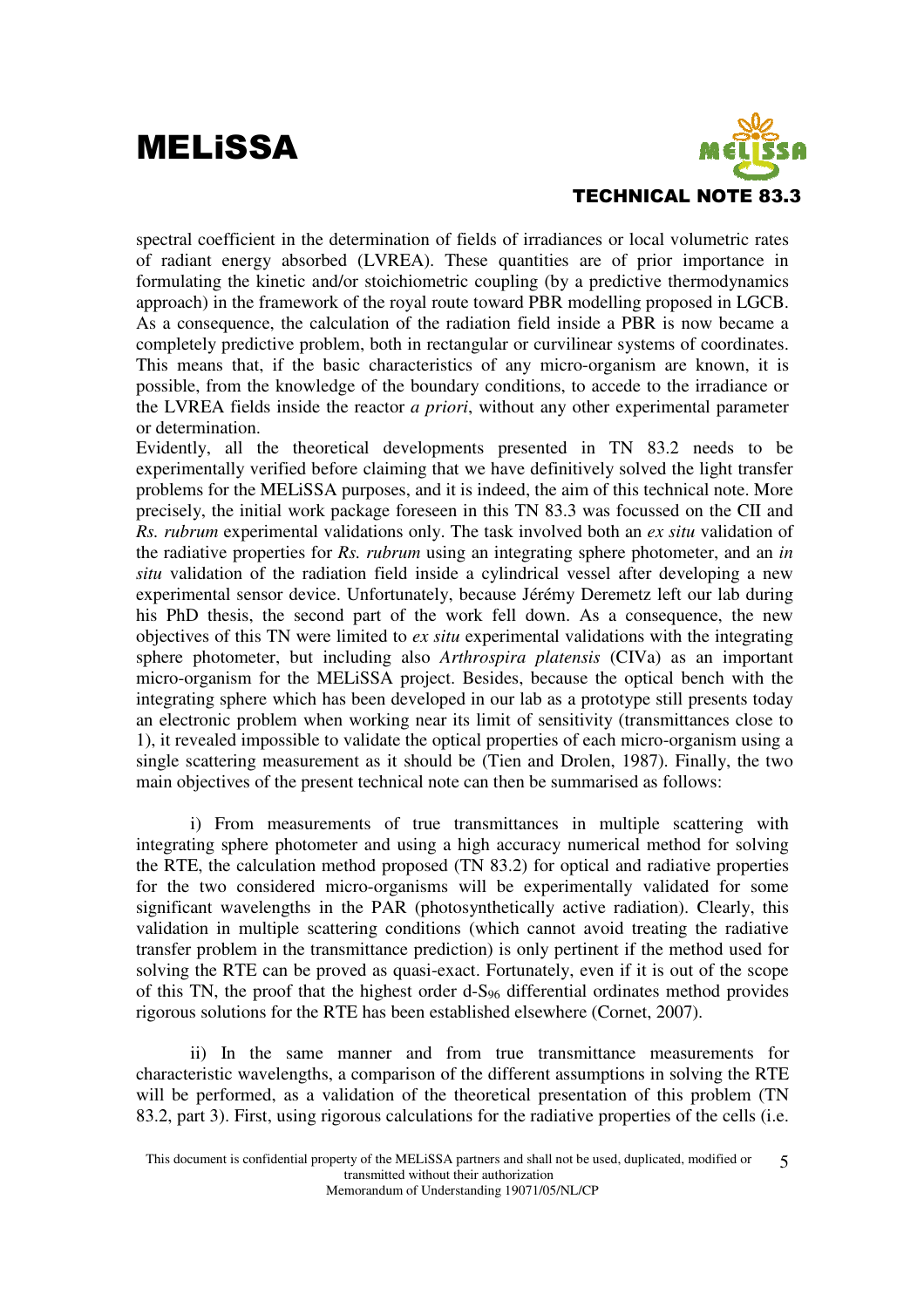spectral coefficient in the determination of fields of irradiances or local volumetric rates of radiant energy absorbed (LVREA). These quantities are of prior importance in formulating the kinetic and/or stoichiometric coupling (by a predictive thermodynamics approach) in the framework of the royal route toward PBR modelling proposed in LGCB. As a consequence, the calculation of the radiation field inside a PBR is now became a completely predictive problem, both in rectangular or curvilinear systems of coordinates. This means that, if the basic characteristics of any micro-organism are known, it is possible, from the knowledge of the boundary conditions, to accede to the irradiance or the LVREA fields inside the reactor *a priori*, without any other experimental parameter or determination.

Evidently, all the theoretical developments presented in TN 83.2 needs to be experimentally verified before claiming that we have definitively solved the light transfer problems for the MELiSSA purposes, and it is indeed, the aim of this technical note. More precisely, the initial work package foreseen in this TN 83.3 was focussed on the CII and *Rs. rubrum* experimental validations only. The task involved both an *ex situ* validation of the radiative properties for *Rs. rubrum* using an integrating sphere photometer, and an *in situ* validation of the radiation field inside a cylindrical vessel after developing a new experimental sensor device. Unfortunately, because Jérémy Deremetz left our lab during his PhD thesis, the second part of the work fell down. As a consequence, the new objectives of this TN were limited to *ex situ* experimental validations with the integrating sphere photometer, but including also *Arthrospira platensis* (CIVa) as an important micro-organism for the MELiSSA project. Besides, because the optical bench with the integrating sphere which has been developed in our lab as a prototype still presents today an electronic problem when working near its limit of sensitivity (transmittances close to 1), it revealed impossible to validate the optical properties of each micro-organism using a single scattering measurement as it should be (Tien and Drolen, 1987). Finally, the two main objectives of the present technical note can then be summarised as follows:

i) From measurements of true transmittances in multiple scattering with integrating sphere photometer and using a high accuracy numerical method for solving the RTE, the calculation method proposed (TN 83.2) for optical and radiative properties for the two considered micro-organisms will be experimentally validated for some significant wavelengths in the PAR (photosynthetically active radiation). Clearly, this validation in multiple scattering conditions (which cannot avoid treating the radiative transfer problem in the transmittance prediction) is only pertinent if the method used for solving the RTE can be proved as quasi-exact. Fortunately, even if it is out of the scope of this TN, the proof that the highest order d-$S_{96}$ differential ordinates method provides rigorous solutions for the RTE has been established elsewhere (Cornet, 2007).

ii) In the same manner and from true transmittance measurements for characteristic wavelengths, a comparison of the different assumptions in solving the RTE will be performed, as a validation of the theoretical presentation of this problem (TN 83.2, part 3). First, using rigorous calculations for the radiative properties of the cells (i.e.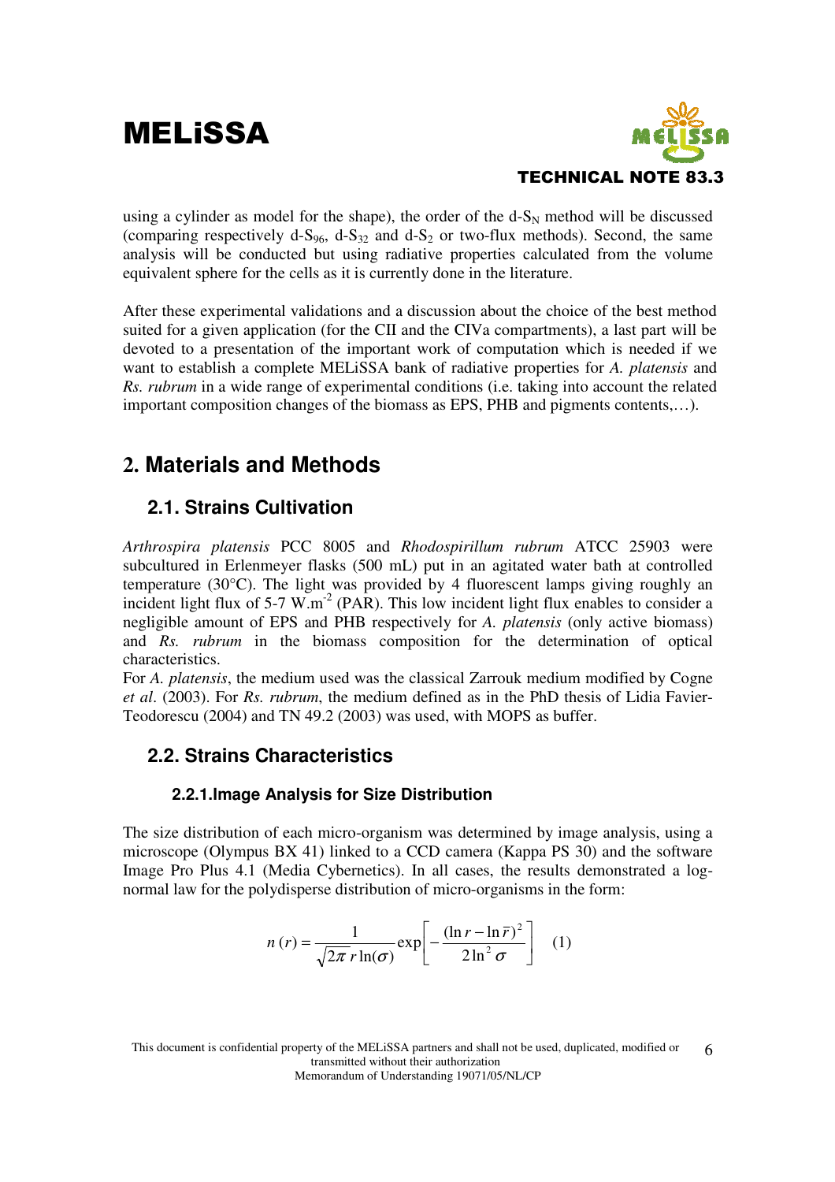using a cylinder as model for the shape), the order of the d-$S_N$ method will be discussed (comparing respectively d-$S_{96}$, d-$S_{32}$ and d-$S_2$ or two-flux methods). Second, the same analysis will be conducted but using radiative properties calculated from the volume equivalent sphere for the cells as it is currently done in the literature.

After these experimental validations and a discussion about the choice of the best method suited for a given application (for the CII and the CIVa compartments), a last part will be devoted to a presentation of the important work of computation which is needed if we want to establish a complete MELiSSA bank of radiative properties for *A. platensis* and *Rs. rubrum* in a wide range of experimental conditions (i.e. taking into account the related important composition changes of the biomass as EPS, PHB and pigments contents,…).

# 2. Materials and Methods

## 2.1. Strains Cultivation

*Arthrospira platensis* PCC 8005 and *Rhodospirillum rubrum* ATCC 25903 were subcultured in Erlenmeyer flasks (500 mL) put in an agitated water bath at controlled temperature (30°C). The light was provided by 4 fluorescent lamps giving roughly an incident light flux of 5-7 $W.m^{-2}$ (PAR). This low incident light flux enables to consider a negligible amount of EPS and PHB respectively for *A. platensis* (only active biomass) and *Rs. rubrum* in the biomass composition for the determination of optical characteristics.

For *A. platensis*, the medium used was the classical Zarrouk medium modified by Cogne *et al*. (2003). For *Rs. rubrum*, the medium defined as in the PhD thesis of Lidia Favier-Teodorescu (2004) and TN 49.2 (2003) was used, with MOPS as buffer.

## 2.2. Strains Characteristics

### 2.2.1. Image Analysis for Size Distribution

The size distribution of each micro-organism was determined by image analysis, using a microscope (Olympus BX 41) linked to a CCD camera (Kappa PS 30) and the software Image Pro Plus 4.1 (Media Cybernetics). In all cases, the results demonstrated a log-normal law for the polydisperse distribution of micro-organisms in the form:

$$n(r) = \frac{1}{\sqrt{2\pi}\, r \ln(\sigma)} \exp\left[ -\frac{(\ln r - \ln \bar{r})^2}{2 \ln^2 \sigma} \right] \quad (1)$$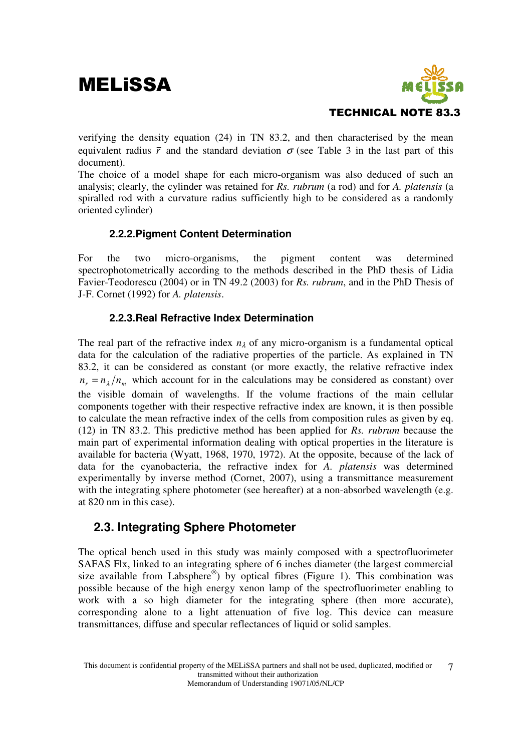verifying the density equation (24) in TN 83.2, and then characterised by the mean equivalent radius $\bar{r}$ and the standard deviation $\sigma$ (see Table 3 in the last part of this document).

The choice of a model shape for each micro-organism was also deduced of such an analysis; clearly, the cylinder was retained for *Rs. rubrum* (a rod) and for *A. platensis* (a spiralled rod with a curvature radius sufficiently high to be considered as a randomly oriented cylinder)

### 2.2.2. Pigment Content Determination

For the two micro-organisms, the pigment content was determined spectrophotometrically according to the methods described in the PhD thesis of Lidia Favier-Teodorescu (2004) or in TN 49.2 (2003) for *Rs. rubrum*, and in the PhD Thesis of J-F. Cornet (1992) for *A. platensis*.

### 2.2.3. Real Refractive Index Determination

The real part of the refractive index $n_\lambda$ of any micro-organism is a fundamental optical data for the calculation of the radiative properties of the particle. As explained in TN 83.2, it can be considered as constant (or more exactly, the relative refractive index $n_r = n_\lambda / n_m$ which account for in the calculations may be considered as constant) over the visible domain of wavelengths. If the volume fractions of the main cellular components together with their respective refractive index are known, it is then possible to calculate the mean refractive index of the cells from composition rules as given by eq. (12) in TN 83.2. This predictive method has been applied for *Rs. rubrum* because the main part of experimental information dealing with optical properties in the literature is available for bacteria (Wyatt, 1968, 1970, 1972). At the opposite, because of the lack of data for the cyanobacteria, the refractive index for *A. platensis* was determined experimentally by inverse method (Cornet, 2007), using a transmittance measurement with the integrating sphere photometer (see hereafter) at a non-absorbed wavelength (e.g. at 820 nm in this case).

## 2.3. Integrating Sphere Photometer

The optical bench used in this study was mainly composed with a spectrofluorimeter SAFAS Flx, linked to an integrating sphere of 6 inches diameter (the largest commercial size available from Labsphere®) by optical fibres (Figure 1). This combination was possible because of the high energy xenon lamp of the spectrofluorimeter enabling to work with a so high diameter for the integrating sphere (then more accurate), corresponding alone to a light attenuation of five log. This device can measure transmittances, diffuse and specular reflectances of liquid or solid samples.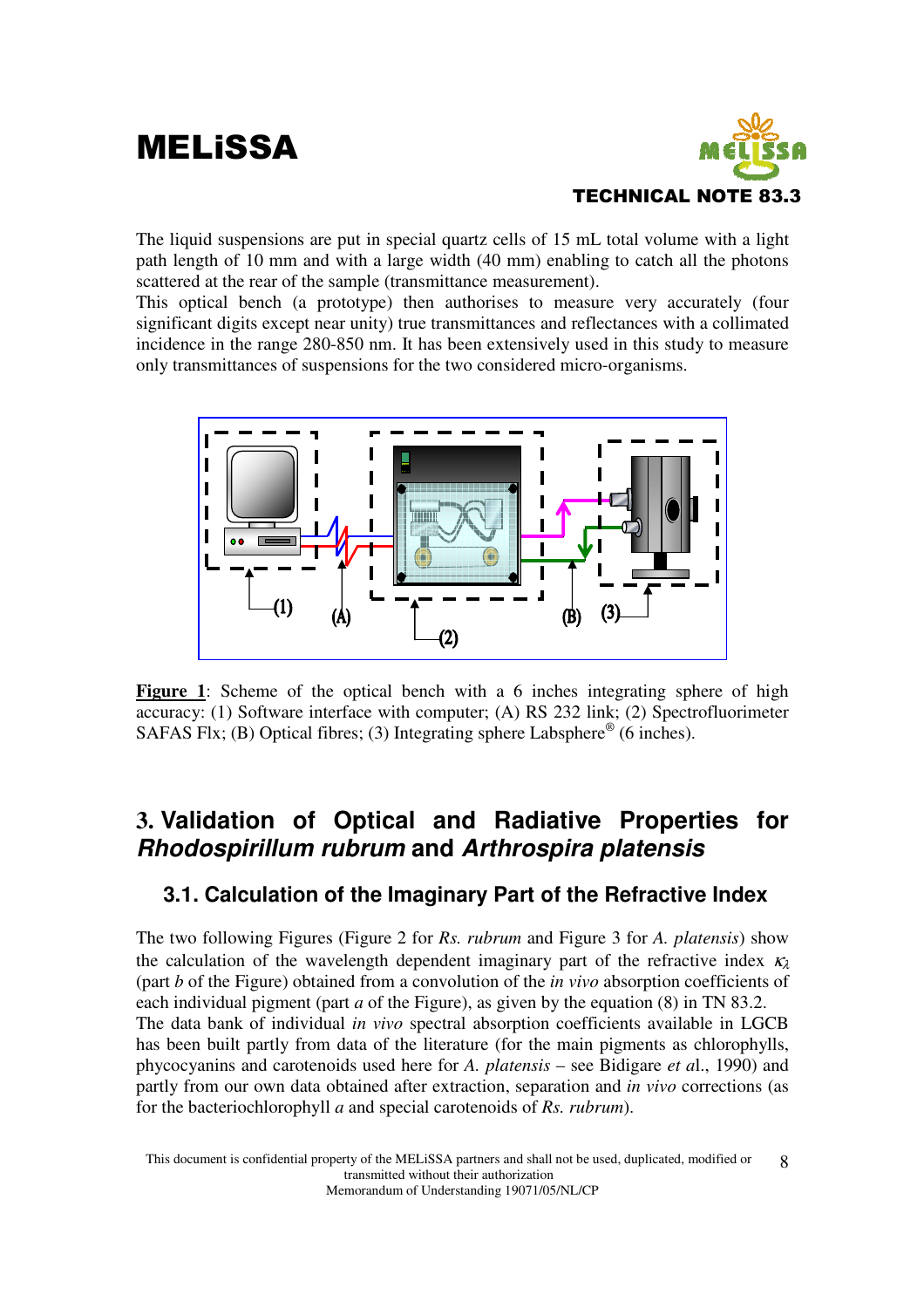The liquid suspensions are put in special quartz cells of 15 mL total volume with a light path length of 10 mm and with a large width (40 mm) enabling to catch all the photons scattered at the rear of the sample (transmittance measurement).

This optical bench (a prototype) then authorises to measure very accurately (four significant digits except near unity) true transmittances and reflectances with a collimated incidence in the range 280-850 nm. It has been extensively used in this study to measure only transmittances of suspensions for the two considered micro-organisms.

**Figure 1**: Scheme of the optical bench with a 6 inches integrating sphere of high accuracy: (1) Software interface with computer; (A) RS 232 link; (2) Spectrofluorimeter SAFAS Flx; (B) Optical fibres; (3) Integrating sphere Labsphere® (6 inches).

# 3. Validation of Optical and Radiative Properties for *Rhodospirillum rubrum* and *Arthrospira platensis*

## 3.1. Calculation of the Imaginary Part of the Refractive Index

The two following Figures (Figure 2 for *Rs. rubrum* and Figure 3 for *A. platensis*) show the calculation of the wavelength dependent imaginary part of the refractive index $\kappa_\lambda$ (part *b* of the Figure) obtained from a convolution of the *in vivo* absorption coefficients of each individual pigment (part *a* of the Figure), as given by the equation (8) in TN 83.2.

The data bank of individual *in vivo* spectral absorption coefficients available in LGCB has been built partly from data of the literature (for the main pigments as chlorophylls, phycocyanins and carotenoids used here for *A. platensis* – see Bidigare *et a*l., 1990) and partly from our own data obtained after extraction, separation and *in vivo* corrections (as for the bacteriochlorophyll *a* and special carotenoids of *Rs. rubrum*).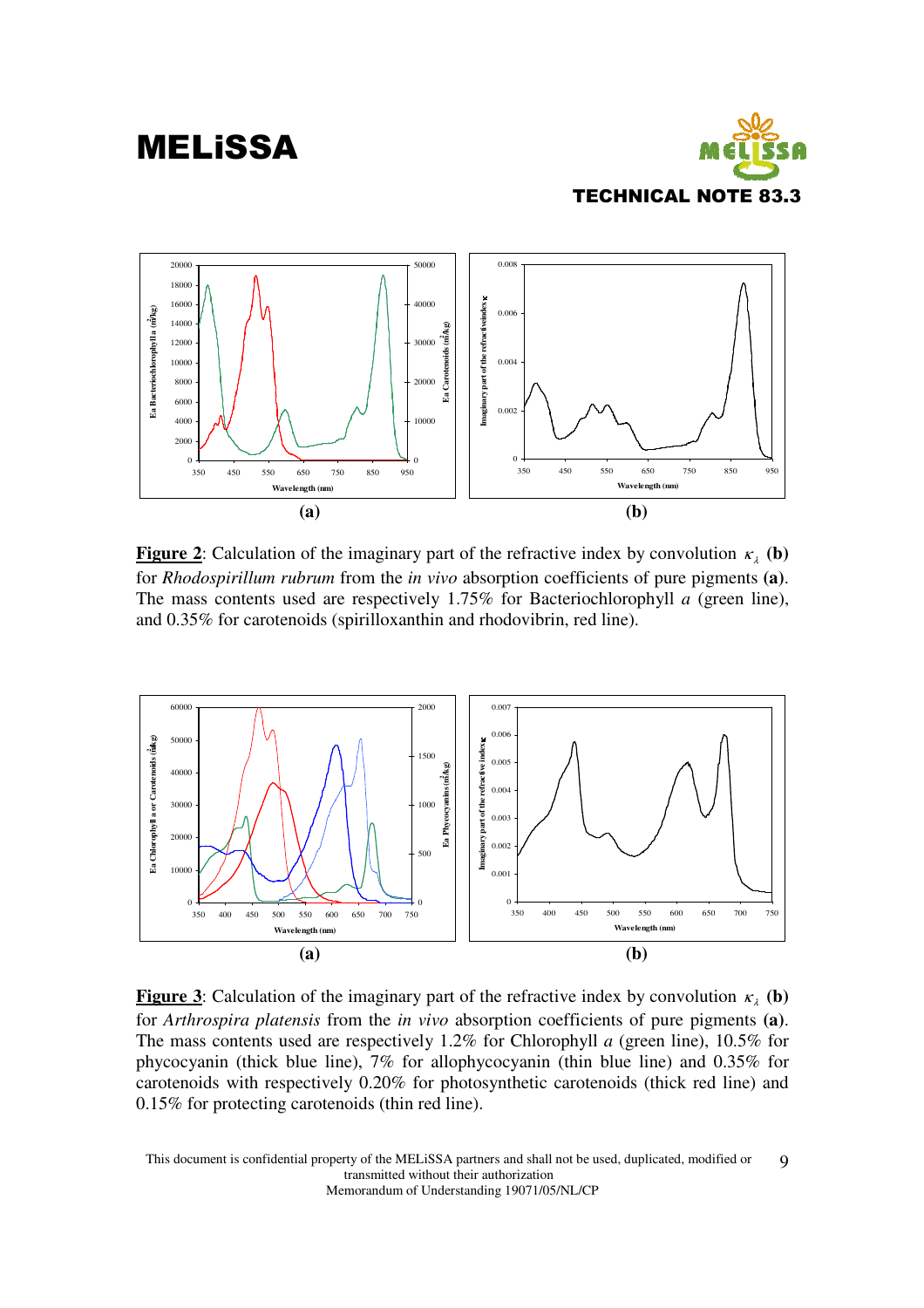**Figure 2**: Calculation of the imaginary part of the refractive index by convolution $\kappa_\lambda$ **(b)** for *Rhodospirillum rubrum* from the *in vivo* absorption coefficients of pure pigments **(a)**. The mass contents used are respectively 1.75% for Bacteriochlorophyll *a* (green line), and 0.35% for carotenoids (spirilloxanthin and rhodovibrin, red line).

**Figure 3**: Calculation of the imaginary part of the refractive index by convolution $\kappa_\lambda$ **(b)** for *Arthrospira platensis* from the *in vivo* absorption coefficients of pure pigments **(a)**. The mass contents used are respectively 1.2% for Chlorophyll *a* (green line), 10.5% for phycocyanin (thick blue line), 7% for allophycocyanin (thin blue line) and 0.35% for carotenoids with respectively 0.20% for photosynthetic carotenoids (thick red line) and 0.15% for protecting carotenoids (thin red line).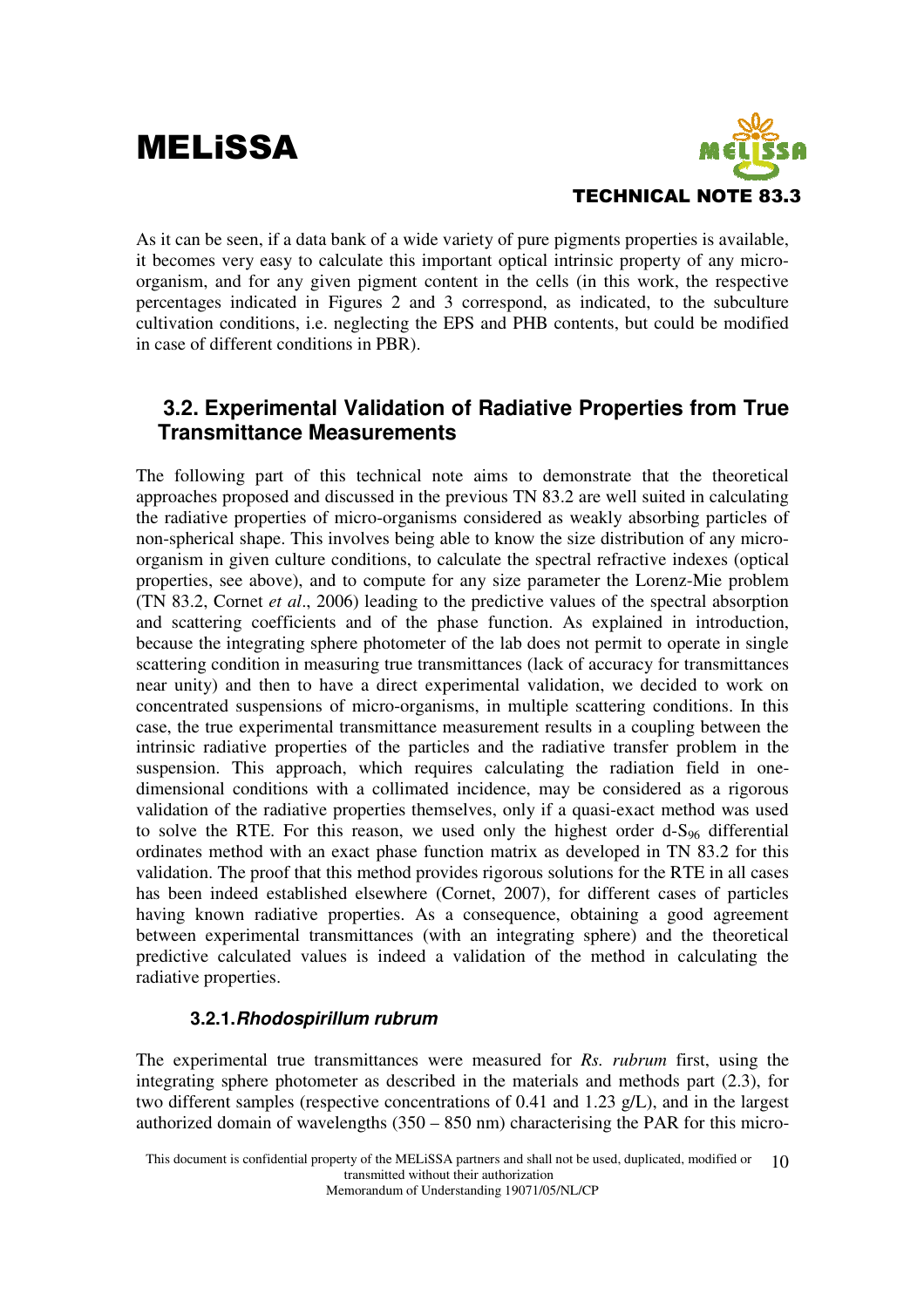As it can be seen, if a data bank of a wide variety of pure pigments properties is available, it becomes very easy to calculate this important optical intrinsic property of any micro-organism, and for any given pigment content in the cells (in this work, the respective percentages indicated in Figures 2 and 3 correspond, as indicated, to the subculture cultivation conditions, i.e. neglecting the EPS and PHB contents, but could be modified in case of different conditions in PBR).

## 3.2. Experimental Validation of Radiative Properties from True Transmittance Measurements

The following part of this technical note aims to demonstrate that the theoretical approaches proposed and discussed in the previous TN 83.2 are well suited in calculating the radiative properties of micro-organisms considered as weakly absorbing particles of non-spherical shape. This involves being able to know the size distribution of any micro-organism in given culture conditions, to calculate the spectral refractive indexes (optical properties, see above), and to compute for any size parameter the Lorenz-Mie problem (TN 83.2, Cornet *et al*., 2006) leading to the predictive values of the spectral absorption and scattering coefficients and of the phase function. As explained in introduction, because the integrating sphere photometer of the lab does not permit to operate in single scattering condition in measuring true transmittances (lack of accuracy for transmittances near unity) and then to have a direct experimental validation, we decided to work on concentrated suspensions of micro-organisms, in multiple scattering conditions. In this case, the true experimental transmittance measurement results in a coupling between the intrinsic radiative properties of the particles and the radiative transfer problem in the suspension. This approach, which requires calculating the radiation field in one-dimensional conditions with a collimated incidence, may be considered as a rigorous validation of the radiative properties themselves, only if a quasi-exact method was used to solve the RTE. For this reason, we used only the highest order d-$S_{96}$ differential ordinates method with an exact phase function matrix as developed in TN 83.2 for this validation. The proof that this method provides rigorous solutions for the RTE in all cases has been indeed established elsewhere (Cornet, 2007), for different cases of particles having known radiative properties. As a consequence, obtaining a good agreement between experimental transmittances (with an integrating sphere) and the theoretical predictive calculated values is indeed a validation of the method in calculating the radiative properties.

### 3.2.1. *Rhodospirillum rubrum*

The experimental true transmittances were measured for *Rs. rubrum* first, using the integrating sphere photometer as described in the materials and methods part (2.3), for two different samples (respective concentrations of 0.41 and 1.23 g/L), and in the largest authorized domain of wavelengths (350 – 850 nm) characterising the PAR for this micro-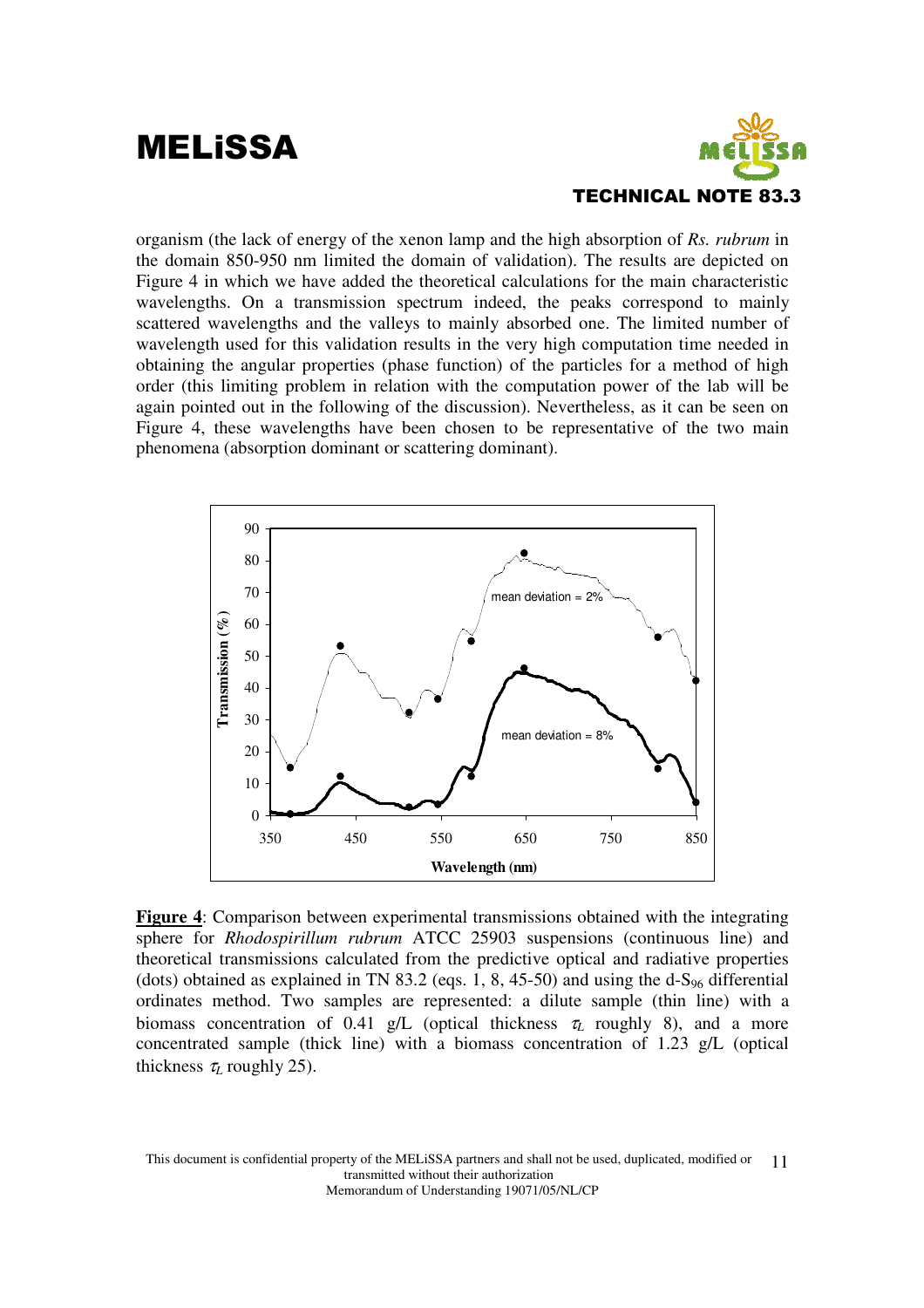organism (the lack of energy of the xenon lamp and the high absorption of *Rs. rubrum* in the domain 850-950 nm limited the domain of validation). The results are depicted on Figure 4 in which we have added the theoretical calculations for the main characteristic wavelengths. On a transmission spectrum indeed, the peaks correspond to mainly scattered wavelengths and the valleys to mainly absorbed one. The limited number of wavelength used for this validation results in the very high computation time needed in obtaining the angular properties (phase function) of the particles for a method of high order (this limiting problem in relation with the computation power of the lab will be again pointed out in the following of the discussion). Nevertheless, as it can be seen on Figure 4, these wavelengths have been chosen to be representative of the two main phenomena (absorption dominant or scattering dominant).

**Figure 4**: Comparison between experimental transmissions obtained with the integrating sphere for *Rhodospirillum rubrum* ATCC 25903 suspensions (continuous line) and theoretical transmissions calculated from the predictive optical and radiative properties (dots) obtained as explained in TN 83.2 (eqs. 1, 8, 45-50) and using the d-$S_{96}$ differential ordinates method. Two samples are represented: a dilute sample (thin line) with a biomass concentration of 0.41 g/L (optical thickness $\tau_L$ roughly 8), and a more concentrated sample (thick line) with a biomass concentration of 1.23 g/L (optical thickness $\tau_L$ roughly 25).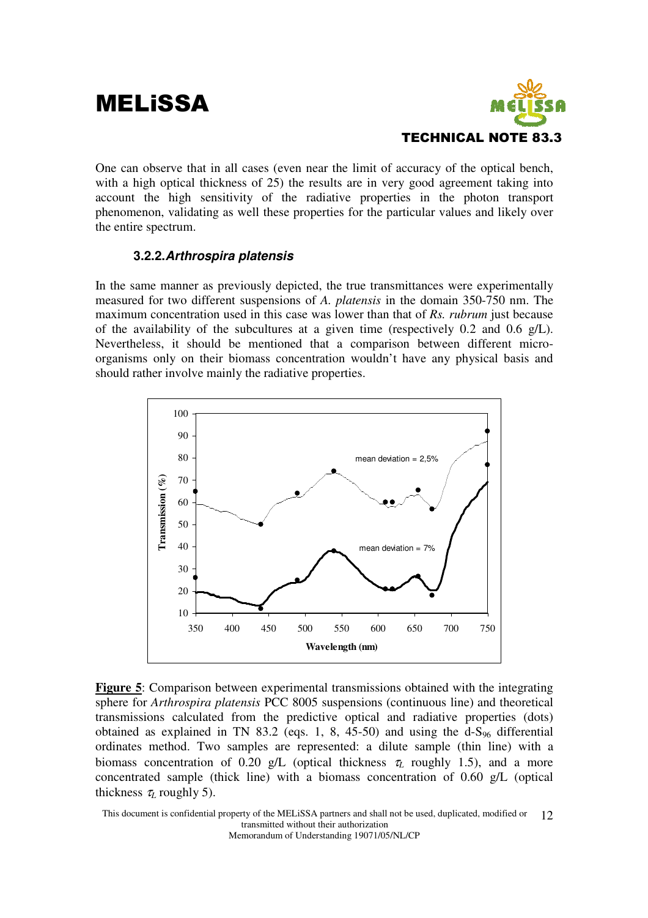One can observe that in all cases (even near the limit of accuracy of the optical bench, with a high optical thickness of 25) the results are in very good agreement taking into account the high sensitivity of the radiative properties in the photon transport phenomenon, validating as well these properties for the particular values and likely over the entire spectrum.

### 3.2.2. *Arthrospira platensis*

In the same manner as previously depicted, the true transmittances were experimentally measured for two different suspensions of *A. platensis* in the domain 350-750 nm. The maximum concentration used in this case was lower than that of *Rs. rubrum* just because of the availability of the subcultures at a given time (respectively 0.2 and 0.6 g/L). Nevertheless, it should be mentioned that a comparison between different micro-organisms only on their biomass concentration wouldn't have any physical basis and should rather involve mainly the radiative properties.

**Figure 5**: Comparison between experimental transmissions obtained with the integrating sphere for *Arthrospira platensis* PCC 8005 suspensions (continuous line) and theoretical transmissions calculated from the predictive optical and radiative properties (dots) obtained as explained in TN 83.2 (eqs. 1, 8, 45-50) and using the d-$S_{96}$ differential ordinates method. Two samples are represented: a dilute sample (thin line) with a biomass concentration of 0.20 g/L (optical thickness $\tau_L$ roughly 1.5), and a more concentrated sample (thick line) with a biomass concentration of 0.60 g/L (optical thickness $\tau_L$ roughly 5).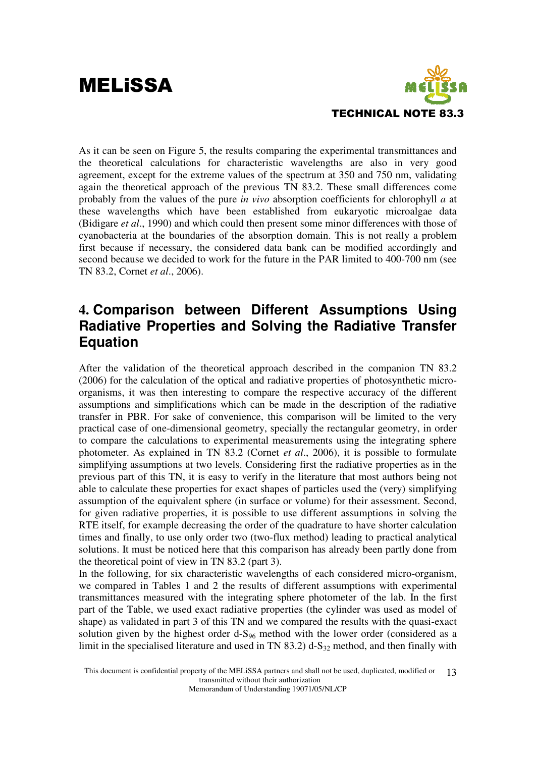As it can be seen on Figure 5, the results comparing the experimental transmittances and the theoretical calculations for characteristic wavelengths are also in very good agreement, except for the extreme values of the spectrum at 350 and 750 nm, validating again the theoretical approach of the previous TN 83.2. These small differences come probably from the values of the pure *in vivo* absorption coefficients for chlorophyll *a* at these wavelengths which have been established from eukaryotic microalgae data (Bidigare *et al*., 1990) and which could then present some minor differences with those of cyanobacteria at the boundaries of the absorption domain. This is not really a problem first because if necessary, the considered data bank can be modified accordingly and second because we decided to work for the future in the PAR limited to 400-700 nm (see TN 83.2, Cornet *et al*., 2006).

## 4. Comparison between Different Assumptions Using Radiative Properties and Solving the Radiative Transfer Equation

After the validation of the theoretical approach described in the companion TN 83.2 (2006) for the calculation of the optical and radiative properties of photosynthetic micro-organisms, it was then interesting to compare the respective accuracy of the different assumptions and simplifications which can be made in the description of the radiative transfer in PBR. For sake of convenience, this comparison will be limited to the very practical case of one-dimensional geometry, specially the rectangular geometry, in order to compare the calculations to experimental measurements using the integrating sphere photometer. As explained in TN 83.2 (Cornet *et al*., 2006), it is possible to formulate simplifying assumptions at two levels. Considering first the radiative properties as in the previous part of this TN, it is easy to verify in the literature that most authors being not able to calculate these properties for exact shapes of particles used the (very) simplifying assumption of the equivalent sphere (in surface or volume) for their assessment. Second, for given radiative properties, it is possible to use different assumptions in solving the RTE itself, for example decreasing the order of the quadrature to have shorter calculation times and finally, to use only order two (two-flux method) leading to practical analytical solutions. It must be noticed here that this comparison has already been partly done from the theoretical point of view in TN 83.2 (part 3).

In the following, for six characteristic wavelengths of each considered micro-organism, we compared in Tables 1 and 2 the results of different assumptions with experimental transmittances measured with the integrating sphere photometer of the lab. In the first part of the Table, we used exact radiative properties (the cylinder was used as model of shape) as validated in part 3 of this TN and we compared the results with the quasi-exact solution given by the highest order d-$S_{96}$ method with the lower order (considered as a limit in the specialised literature and used in TN 83.2) d-$S_{32}$ method, and then finally with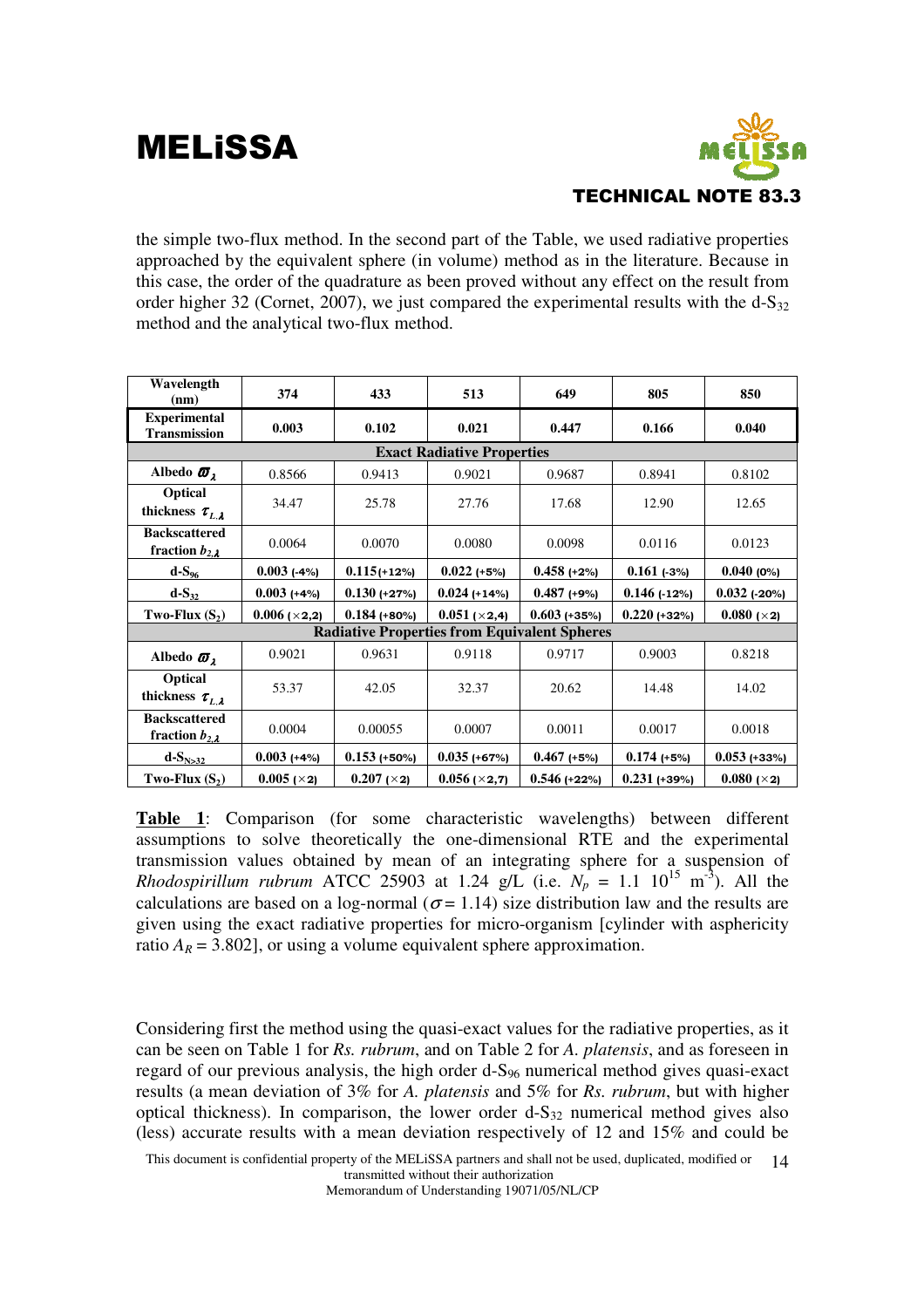the simple two-flux method. In the second part of the Table, we used radiative properties approached by the equivalent sphere (in volume) method as in the literature. Because in this case, the order of the quadrature as been proved without any effect on the result from order higher 32 (Cornet, 2007), we just compared the experimental results with the d-$S_{32}$ method and the analytical two-flux method.

| Wavelength (nm) | 374 | 433 | 513 | 649 | 805 | 850 |
|---|---|---|---|---|---|---|
| **Experimental Transmission** | **0.003** | **0.102** | **0.021** | **0.447** | **0.166** | **0.040** |
| **Exact Radiative Properties** | | | | | | |
| **Albedo $\varpi_\lambda$** | 0.8566 | 0.9413 | 0.9021 | 0.9687 | 0.8941 | 0.8102 |
| **Optical thickness $\tau_{L,\lambda}$** | 34.47 | 25.78 | 27.76 | 17.68 | 12.90 | 12.65 |
| **Backscattered fraction $b_{2,\lambda}$** | 0.0064 | 0.0070 | 0.0080 | 0.0098 | 0.0116 | 0.0123 |
| **d-$S_{96}$** | **0.003** (-4%) | **0.115**(+12%) | **0.022** (+5%) | **0.458** (+2%) | **0.161** (-3%) | **0.040** (0%) |
| **d-$S_{32}$** | **0.003** (+4%) | **0.130** (+27%) | **0.024** (+14%) | **0.487** (+9%) | **0.146** (-12%) | **0.032** (-20%) |
| **Two-Flux ($S_2$)** | **0.006** (×2,2) | **0.184** (+80%) | **0.051** (×2,4) | **0.603** (+35%) | **0.220** (+32%) | **0.080** (×2) |
| **Radiative Properties from Equivalent Spheres** | | | | | | |
| **Albedo $\varpi_\lambda$** | 0.9021 | 0.9631 | 0.9118 | 0.9717 | 0.9003 | 0.8218 |
| **Optical thickness $\tau_{L,\lambda}$** | 53.37 | 42.05 | 32.37 | 20.62 | 14.48 | 14.02 |
| **Backscattered fraction $b_{2,\lambda}$** | 0.0004 | 0.00055 | 0.0007 | 0.0011 | 0.0017 | 0.0018 |
| **d-$S_{N>32}$** | **0.003** (+4%) | **0.153** (+50%) | **0.035** (+67%) | **0.467** (+5%) | **0.174** (+5%) | **0.053** (+33%) |
| **Two-Flux ($S_2$)** | **0.005** (×2) | **0.207** (×2) | **0.056** (×2,7) | **0.546** (+22%) | **0.231** (+39%) | **0.080** (×2) |

**Table 1**: Comparison (for some characteristic wavelengths) between different assumptions to solve theoretically the one-dimensional RTE and the experimental transmission values obtained by mean of an integrating sphere for a suspension of *Rhodospirillum rubrum* ATCC 25903 at 1.24 g/L (i.e. $N_p$ = 1.1 $10^{15}$ $m^{-3}$). All the calculations are based on a log-normal ($\sigma$ = 1.14) size distribution law and the results are given using the exact radiative properties for micro-organism [cylinder with asphericity ratio $A_R$ = 3.802], or using a volume equivalent sphere approximation.

Considering first the method using the quasi-exact values for the radiative properties, as it can be seen on Table 1 for *Rs. rubrum*, and on Table 2 for *A. platensis*, and as foreseen in regard of our previous analysis, the high order d-$S_{96}$ numerical method gives quasi-exact results (a mean deviation of 3% for *A. platensis* and 5% for *Rs. rubrum*, but with higher optical thickness). In comparison, the lower order d-$S_{32}$ numerical method gives also (less) accurate results with a mean deviation respectively of 12 and 15% and could be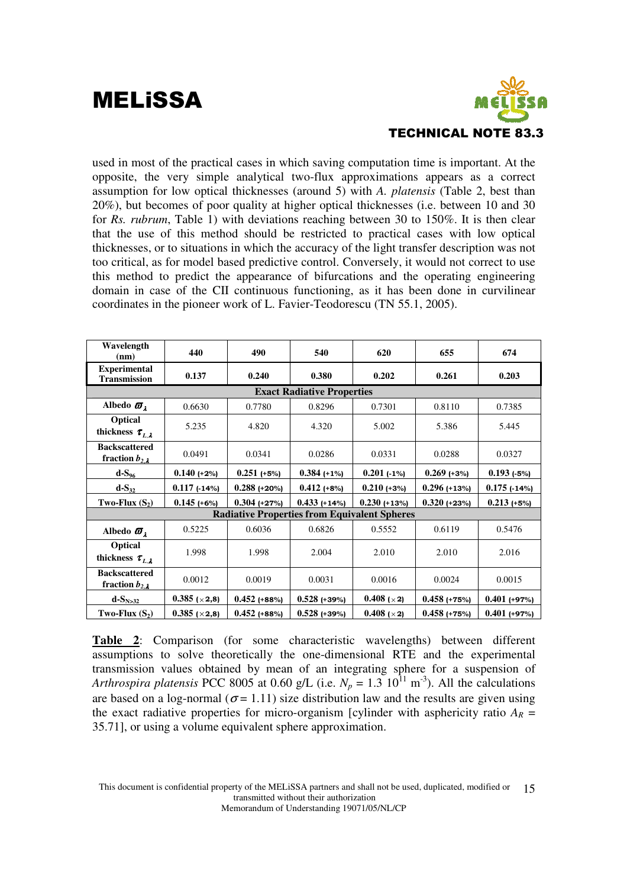used in most of the practical cases in which saving computation time is important. At the opposite, the very simple analytical two-flux approximations appears as a correct assumption for low optical thicknesses (around 5) with *A. platensis* (Table 2, best than 20%), but becomes of poor quality at higher optical thicknesses (i.e. between 10 and 30 for *Rs. rubrum*, Table 1) with deviations reaching between 30 to 150%. It is then clear that the use of this method should be restricted to practical cases with low optical thicknesses, or to situations in which the accuracy of the light transfer description was not too critical, as for model based predictive control. Conversely, it would not correct to use this method to predict the appearance of bifurcations and the operating engineering domain in case of the CII continuous functioning, as it has been done in curvilinear coordinates in the pioneer work of L. Favier-Teodorescu (TN 55.1, 2005).

| Wavelength (nm) | 440 | 490 | 540 | 620 | 655 | 674 |
|---|---|---|---|---|---|---|
| **Experimental Transmission** | **0.137** | **0.240** | **0.380** | **0.202** | **0.261** | **0.203** |
| **Exact Radiative Properties** | | | | | | |
| **Albedo $\varpi_\lambda$** | 0.6630 | 0.7780 | 0.8296 | 0.7301 | 0.8110 | 0.7385 |
| **Optical thickness $\tau_{L,\lambda}$** | 5.235 | 4.820 | 4.320 | 5.002 | 5.386 | 5.445 |
| **Backscattered fraction $b_{2,\lambda}$** | 0.0491 | 0.0341 | 0.0286 | 0.0331 | 0.0288 | 0.0327 |
| **d-$S_{96}$** | **0.140** (+2%) | **0.251** (+5%) | **0.384** (+1%) | **0.201** (-1%) | **0.269** (+3%) | **0.193** (-5%) |
| **d-$S_{32}$** | **0.117** (-14%) | **0.288** (+20%) | **0.412** (+8%) | **0.210** (+3%) | **0.296** (+13%) | **0.175** (-14%) |
| **Two-Flux ($S_2$)** | **0.145** (+6%) | **0.304** (+27%) | **0.433** (+14%) | **0.230** (+13%) | **0.320** (+23%) | **0.213** (+5%) |
| **Radiative Properties from Equivalent Spheres** | | | | | | |
| **Albedo $\varpi_\lambda$** | 0.5225 | 0.6036 | 0.6826 | 0.5552 | 0.6119 | 0.5476 |
| **Optical thickness $\tau_{L,\lambda}$** | 1.998 | 1.998 | 2.004 | 2.010 | 2.010 | 2.016 |
| **Backscattered fraction $b_{2,\lambda}$** | 0.0012 | 0.0019 | 0.0031 | 0.0016 | 0.0024 | 0.0015 |
| **d-$S_{N>32}$** | **0.385** ($\times$2,8) | **0.452** (+88%) | **0.528** (+39%) | **0.408** ($\times$2) | **0.458** (+75%) | **0.401** (+97%) |
| **Two-Flux ($S_2$)** | **0.385** ($\times$2,8) | **0.452** (+88%) | **0.528** (+39%) | **0.408** ($\times$2) | **0.458** (+75%) | **0.401** (+97%) |

**Table 2**: Comparison (for some characteristic wavelengths) between different assumptions to solve theoretically the one-dimensional RTE and the experimental transmission values obtained by mean of an integrating sphere for a suspension of *Arthrospira platensis* PCC 8005 at 0.60 g/L (i.e. $N_p = 1.3\ 10^{11}\ m^{-3}$). All the calculations are based on a log-normal ($\sigma = 1.11$) size distribution law and the results are given using the exact radiative properties for micro-organism [cylinder with asphericity ratio $A_R$ = 35.71], or using a volume equivalent sphere approximation.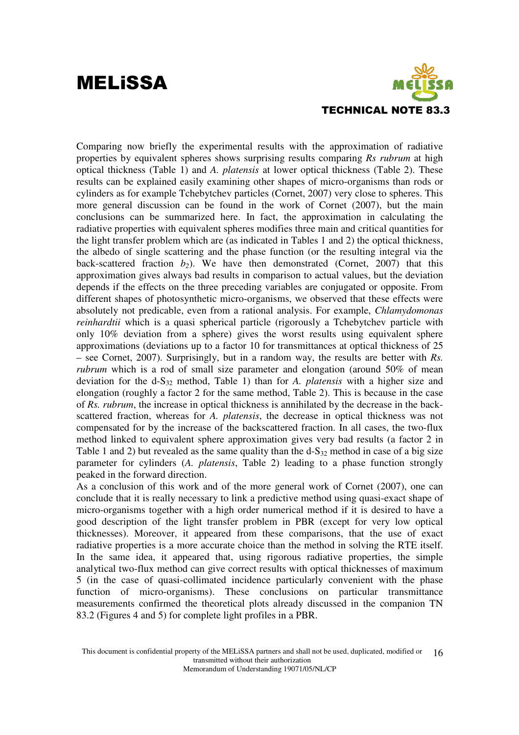Comparing now briefly the experimental results with the approximation of radiative properties by equivalent spheres shows surprising results comparing *Rs rubrum* at high optical thickness (Table 1) and *A. platensis* at lower optical thickness (Table 2). These results can be explained easily examining other shapes of micro-organisms than rods or cylinders as for example Tchebytchev particles (Cornet, 2007) very close to spheres. This more general discussion can be found in the work of Cornet (2007), but the main conclusions can be summarized here. In fact, the approximation in calculating the radiative properties with equivalent spheres modifies three main and critical quantities for the light transfer problem which are (as indicated in Tables 1 and 2) the optical thickness, the albedo of single scattering and the phase function (or the resulting integral via the back-scattered fraction $b_2$). We have then demonstrated (Cornet, 2007) that this approximation gives always bad results in comparison to actual values, but the deviation depends if the effects on the three preceding variables are conjugated or opposite. From different shapes of photosynthetic micro-organisms, we observed that these effects were absolutely not predicable, even from a rational analysis. For example, *Chlamydomonas reinhardtii* which is a quasi spherical particle (rigorously a Tchebytchev particle with only 10% deviation from a sphere) gives the worst results using equivalent sphere approximations (deviations up to a factor 10 for transmittances at optical thickness of 25 – see Cornet, 2007). Surprisingly, but in a random way, the results are better with *Rs. rubrum* which is a rod of small size parameter and elongation (around 50% of mean deviation for the d-$S_{32}$ method, Table 1) than for *A. platensis* with a higher size and elongation (roughly a factor 2 for the same method, Table 2). This is because in the case of *Rs. rubrum*, the increase in optical thickness is annihilated by the decrease in the back-scattered fraction, whereas for *A. platensis*, the decrease in optical thickness was not compensated for by the increase of the backscattered fraction. In all cases, the two-flux method linked to equivalent sphere approximation gives very bad results (a factor 2 in Table 1 and 2) but revealed as the same quality than the d-$S_{32}$ method in case of a big size parameter for cylinders (*A. platensis*, Table 2) leading to a phase function strongly peaked in the forward direction.

As a conclusion of this work and of the more general work of Cornet (2007), one can conclude that it is really necessary to link a predictive method using quasi-exact shape of micro-organisms together with a high order numerical method if it is desired to have a good description of the light transfer problem in PBR (except for very low optical thicknesses). Moreover, it appeared from these comparisons, that the use of exact radiative properties is a more accurate choice than the method in solving the RTE itself. In the same idea, it appeared that, using rigorous radiative properties, the simple analytical two-flux method can give correct results with optical thicknesses of maximum 5 (in the case of quasi-collimated incidence particularly convenient with the phase function of micro-organisms). These conclusions on particular transmittance measurements confirmed the theoretical plots already discussed in the companion TN 83.2 (Figures 4 and 5) for complete light profiles in a PBR.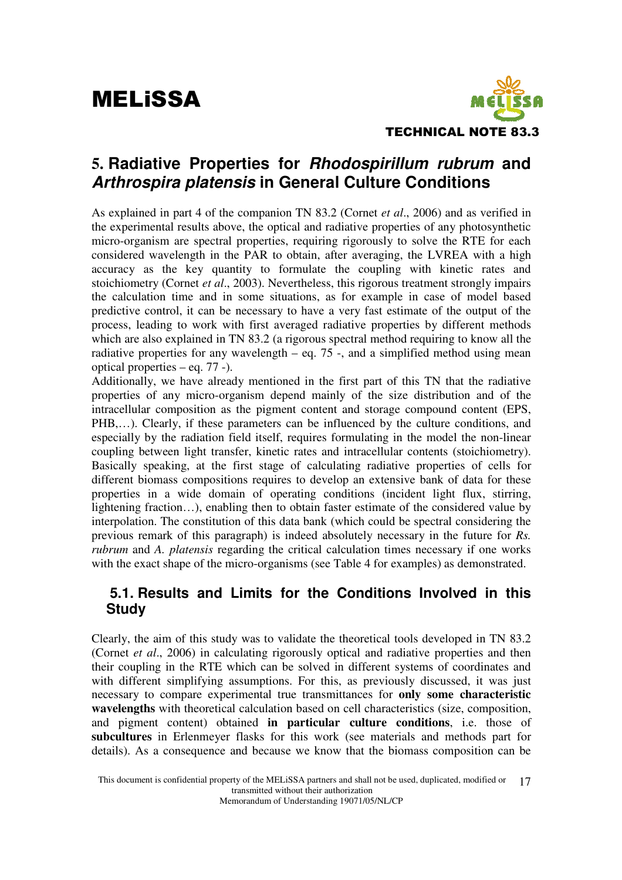## 5. Radiative Properties for *Rhodospirillum rubrum* and *Arthrospira platensis* in General Culture Conditions

As explained in part 4 of the companion TN 83.2 (Cornet *et al*., 2006) and as verified in the experimental results above, the optical and radiative properties of any photosynthetic micro-organism are spectral properties, requiring rigorously to solve the RTE for each considered wavelength in the PAR to obtain, after averaging, the LVREA with a high accuracy as the key quantity to formulate the coupling with kinetic rates and stoichiometry (Cornet *et al*., 2003). Nevertheless, this rigorous treatment strongly impairs the calculation time and in some situations, as for example in case of model based predictive control, it can be necessary to have a very fast estimate of the output of the process, leading to work with first averaged radiative properties by different methods which are also explained in TN 83.2 (a rigorous spectral method requiring to know all the radiative properties for any wavelength – eq. 75 -, and a simplified method using mean optical properties – eq. 77 -).

Additionally, we have already mentioned in the first part of this TN that the radiative properties of any micro-organism depend mainly of the size distribution and of the intracellular composition as the pigment content and storage compound content (EPS, PHB,…). Clearly, if these parameters can be influenced by the culture conditions, and especially by the radiation field itself, requires formulating in the model the non-linear coupling between light transfer, kinetic rates and intracellular contents (stoichiometry). Basically speaking, at the first stage of calculating radiative properties of cells for different biomass compositions requires to develop an extensive bank of data for these properties in a wide domain of operating conditions (incident light flux, stirring, lightening fraction…), enabling then to obtain faster estimate of the considered value by interpolation. The constitution of this data bank (which could be spectral considering the previous remark of this paragraph) is indeed absolutely necessary in the future for *Rs. rubrum* and *A. platensis* regarding the critical calculation times necessary if one works with the exact shape of the micro-organisms (see Table 4 for examples) as demonstrated.

### 5.1. Results and Limits for the Conditions Involved in this Study

Clearly, the aim of this study was to validate the theoretical tools developed in TN 83.2 (Cornet *et al*., 2006) in calculating rigorously optical and radiative properties and then their coupling in the RTE which can be solved in different systems of coordinates and with different simplifying assumptions. For this, as previously discussed, it was just necessary to compare experimental true transmittances for **only some characteristic wavelengths** with theoretical calculation based on cell characteristics (size, composition, and pigment content) obtained **in particular culture conditions**, i.e. those of **subcultures** in Erlenmeyer flasks for this work (see materials and methods part for details). As a consequence and because we know that the biomass composition can be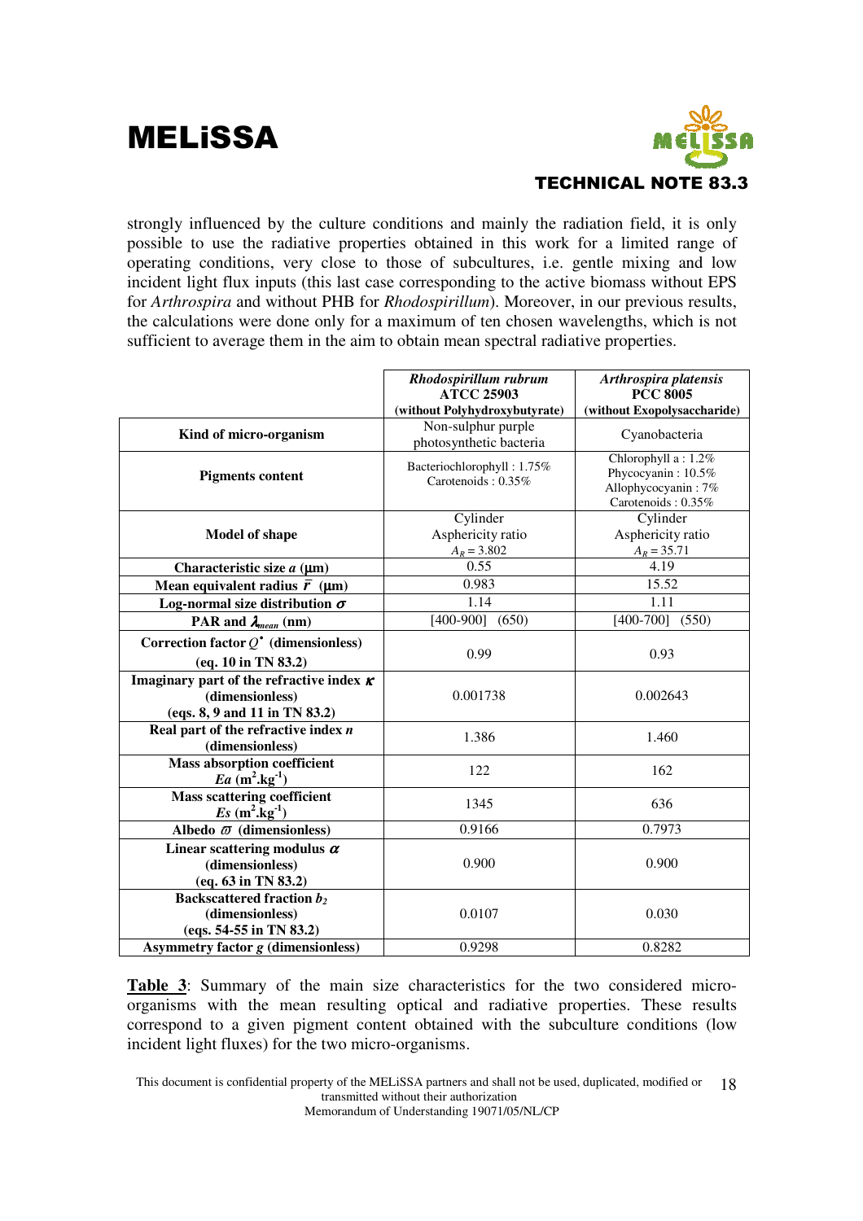strongly influenced by the culture conditions and mainly the radiation field, it is only possible to use the radiative properties obtained in this work for a limited range of operating conditions, very close to those of subcultures, i.e. gentle mixing and low incident light flux inputs (this last case corresponding to the active biomass without EPS for *Arthrospira* and without PHB for *Rhodospirillum*). Moreover, in our previous results, the calculations were done only for a maximum of ten chosen wavelengths, which is not sufficient to average them in the aim to obtain mean spectral radiative properties.

| | ***Rhodospirillum rubrum*** **ATCC 25903** **(without Polyhydroxybutyrate)** | ***Arthrospira platensis*** **PCC 8005** **(without Exopolysaccharide)** |
|---|---|---|
| **Kind of micro-organism** | Non-sulphur purple photosynthetic bacteria | Cyanobacteria |
| **Pigments content** | Bacteriochlorophyll : 1.75% Carotenoids : 0.35% | Chlorophyll a : 1.2% Phycocyanin : 10.5% Allophycocyanin : 7% Carotenoids : 0.35% |
| **Model of shape** | Cylinder Asphericity ratio $A_R = 3.802$ | Cylinder Asphericity ratio $A_R = 35.71$ |
| **Characteristic size $a$ (µm)** | 0.55 | 4.19 |
| **Mean equivalent radius $\bar{r}$ (µm)** | 0.983 | 15.52 |
| **Log-normal size distribution $\sigma$** | 1.14 | 1.11 |
| **PAR and $\lambda_{mean}$ (nm)** | [400-900] (650) | [400-700] (550) |
| **Correction factor $Q^{\bullet}$ (dimensionless) (eq. 10 in TN 83.2)** | 0.99 | 0.93 |
| **Imaginary part of the refractive index $\kappa$ (dimensionless) (eqs. 8, 9 and 11 in TN 83.2)** | 0.001738 | 0.002643 |
| **Real part of the refractive index $n$ (dimensionless)** | 1.386 | 1.460 |
| **Mass absorption coefficient $Ea$ ($m^2.kg^{-1}$)** | 122 | 162 |
| **Mass scattering coefficient $Es$ ($m^2.kg^{-1}$)** | 1345 | 636 |
| **Albedo $\varpi$ (dimensionless)** | 0.9166 | 0.7973 |
| **Linear scattering modulus $\alpha$ (dimensionless) (eq. 63 in TN 83.2)** | 0.900 | 0.900 |
| **Backscattered fraction $b_2$ (dimensionless) (eqs. 54-55 in TN 83.2)** | 0.0107 | 0.030 |
| **Asymmetry factor $g$ (dimensionless)** | 0.9298 | 0.8282 |

**Table 3**: Summary of the main size characteristics for the two considered micro-organisms with the mean resulting optical and radiative properties. These results correspond to a given pigment content obtained with the subculture conditions (low incident light fluxes) for the two micro-organisms.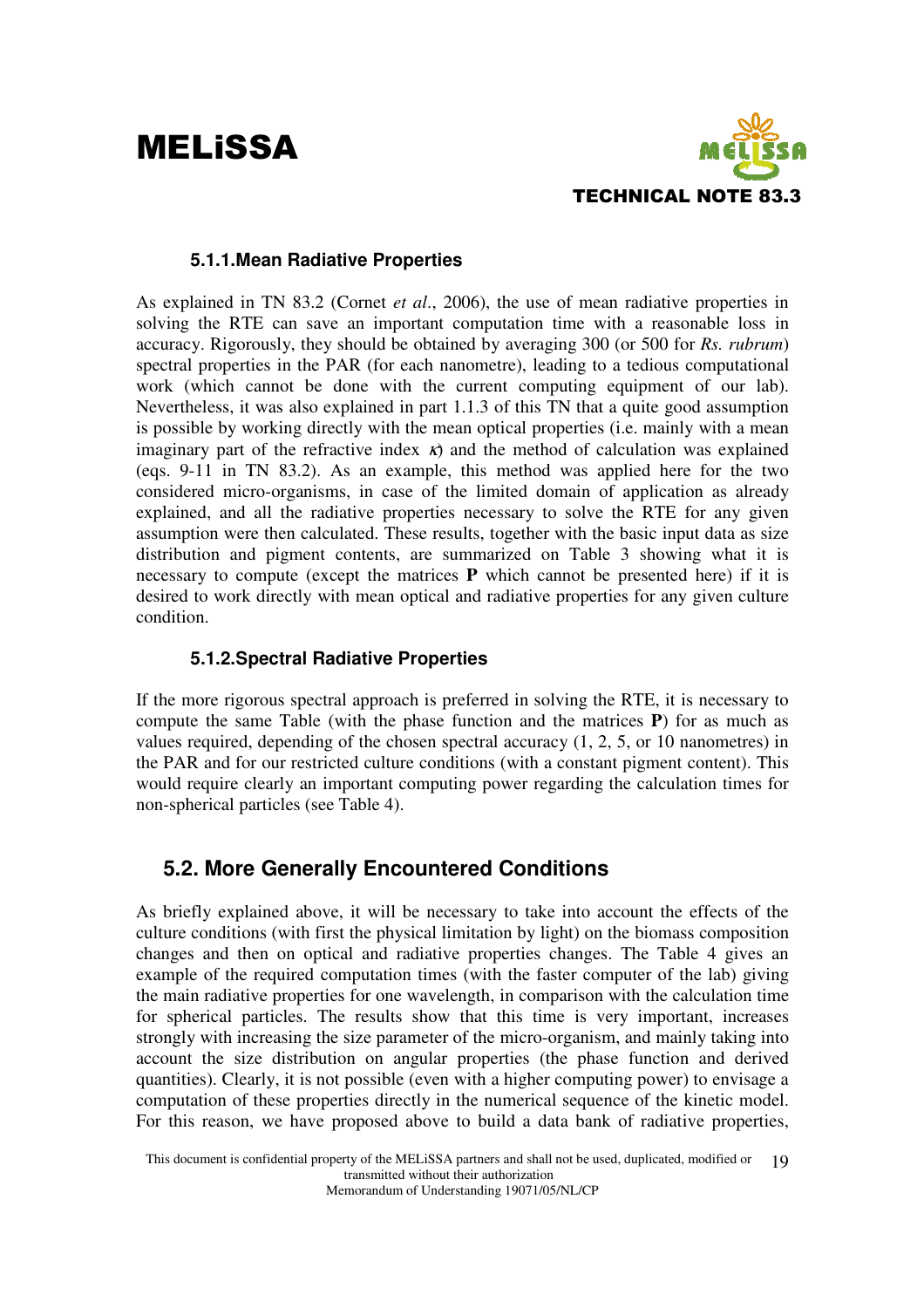### 5.1.1. Mean Radiative Properties

As explained in TN 83.2 (Cornet *et al*., 2006), the use of mean radiative properties in solving the RTE can save an important computation time with a reasonable loss in accuracy. Rigorously, they should be obtained by averaging 300 (or 500 for *Rs. rubrum*) spectral properties in the PAR (for each nanometre), leading to a tedious computational work (which cannot be done with the current computing equipment of our lab). Nevertheless, it was also explained in part 1.1.3 of this TN that a quite good assumption is possible by working directly with the mean optical properties (i.e. mainly with a mean imaginary part of the refractive index $\kappa$) and the method of calculation was explained (eqs. 9-11 in TN 83.2). As an example, this method was applied here for the two considered micro-organisms, in case of the limited domain of application as already explained, and all the radiative properties necessary to solve the RTE for any given assumption were then calculated. These results, together with the basic input data as size distribution and pigment contents, are summarized on Table 3 showing what it is necessary to compute (except the matrices **P** which cannot be presented here) if it is desired to work directly with mean optical and radiative properties for any given culture condition.

### 5.1.2. Spectral Radiative Properties

If the more rigorous spectral approach is preferred in solving the RTE, it is necessary to compute the same Table (with the phase function and the matrices **P**) for as much as values required, depending of the chosen spectral accuracy (1, 2, 5, or 10 nanometres) in the PAR and for our restricted culture conditions (with a constant pigment content). This would require clearly an important computing power regarding the calculation times for non-spherical particles (see Table 4).

## 5.2. More Generally Encountered Conditions

As briefly explained above, it will be necessary to take into account the effects of the culture conditions (with first the physical limitation by light) on the biomass composition changes and then on optical and radiative properties changes. The Table 4 gives an example of the required computation times (with the faster computer of the lab) giving the main radiative properties for one wavelength, in comparison with the calculation time for spherical particles. The results show that this time is very important, increases strongly with increasing the size parameter of the micro-organism, and mainly taking into account the size distribution on angular properties (the phase function and derived quantities). Clearly, it is not possible (even with a higher computing power) to envisage a computation of these properties directly in the numerical sequence of the kinetic model. For this reason, we have proposed above to build a data bank of radiative properties,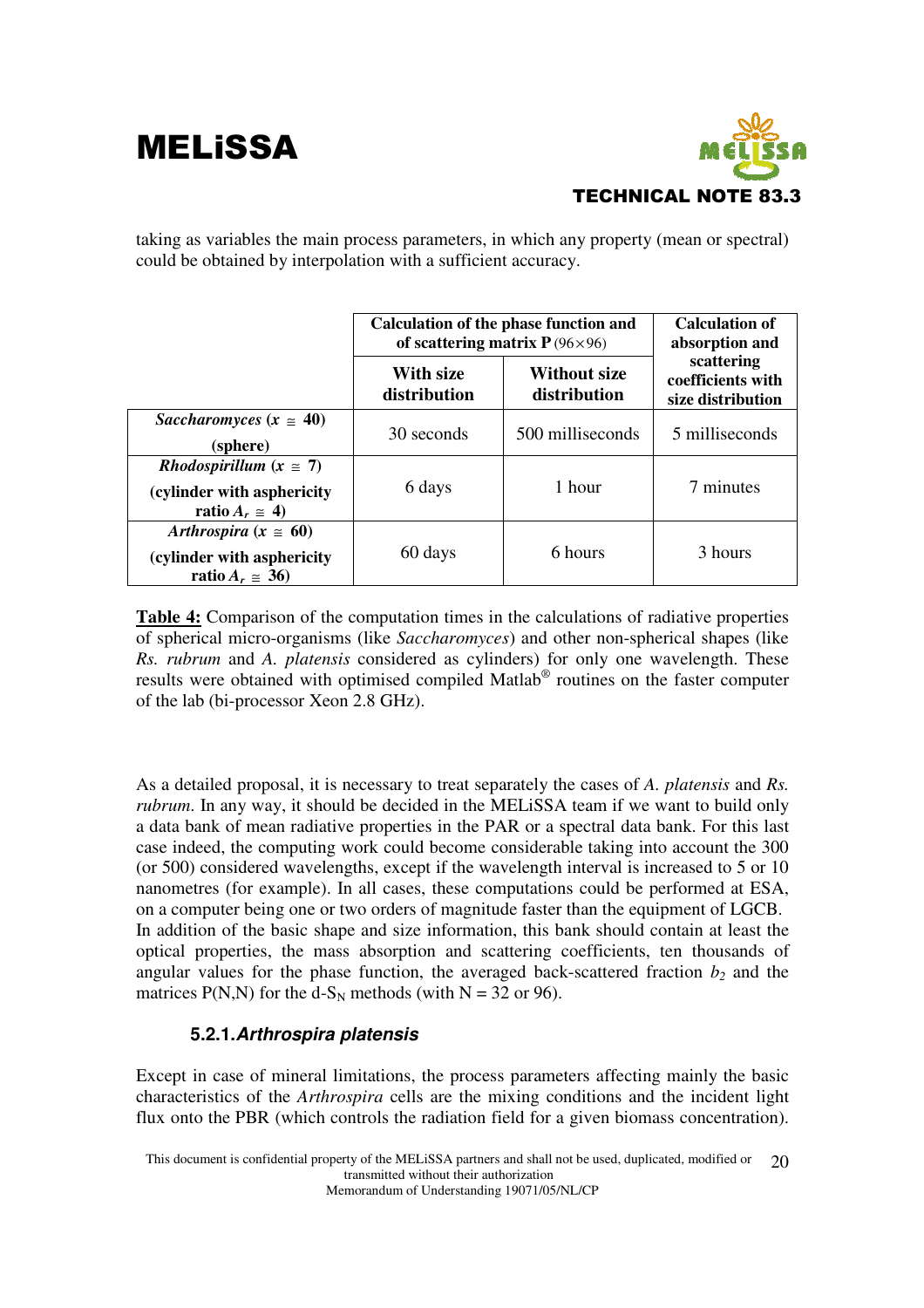taking as variables the main process parameters, in which any property (mean or spectral) could be obtained by interpolation with a sufficient accuracy.

| | **Calculation of the phase function and of scattering matrix P** (96×96) | | **Calculation of absorption and scattering coefficients with size distribution** |
|---|---|---|---|
| | **With size distribution** | **Without size distribution** | |
| ***Saccharomyces*** **($x \cong$ 40) (sphere)** | 30 seconds | 500 milliseconds | 5 milliseconds |
| ***Rhodospirillum*** **($x \cong$ 7) (cylinder with asphericity ratio $A_r \cong$ 4)** | 6 days | 1 hour | 7 minutes |
| ***Arthrospira*** **($x \cong$ 60) (cylinder with asphericity ratio $A_r \cong$ 36)** | 60 days | 6 hours | 3 hours |

**Table 4:** Comparison of the computation times in the calculations of radiative properties of spherical micro-organisms (like *Saccharomyces*) and other non-spherical shapes (like *Rs. rubrum* and *A. platensis* considered as cylinders) for only one wavelength. These results were obtained with optimised compiled Matlab® routines on the faster computer of the lab (bi-processor Xeon 2.8 GHz).

As a detailed proposal, it is necessary to treat separately the cases of *A. platensis* and *Rs. rubrum*. In any way, it should be decided in the MELiSSA team if we want to build only a data bank of mean radiative properties in the PAR or a spectral data bank. For this last case indeed, the computing work could become considerable taking into account the 300 (or 500) considered wavelengths, except if the wavelength interval is increased to 5 or 10 nanometres (for example). In all cases, these computations could be performed at ESA, on a computer being one or two orders of magnitude faster than the equipment of LGCB. In addition of the basic shape and size information, this bank should contain at least the optical properties, the mass absorption and scattering coefficients, ten thousands of angular values for the phase function, the averaged back-scattered fraction $b_2$ and the matrices P(N,N) for the d-$S_N$ methods (with N = 32 or 96).

### 5.2.1. *Arthrospira platensis*

Except in case of mineral limitations, the process parameters affecting mainly the basic characteristics of the *Arthrospira* cells are the mixing conditions and the incident light flux onto the PBR (which controls the radiation field for a given biomass concentration).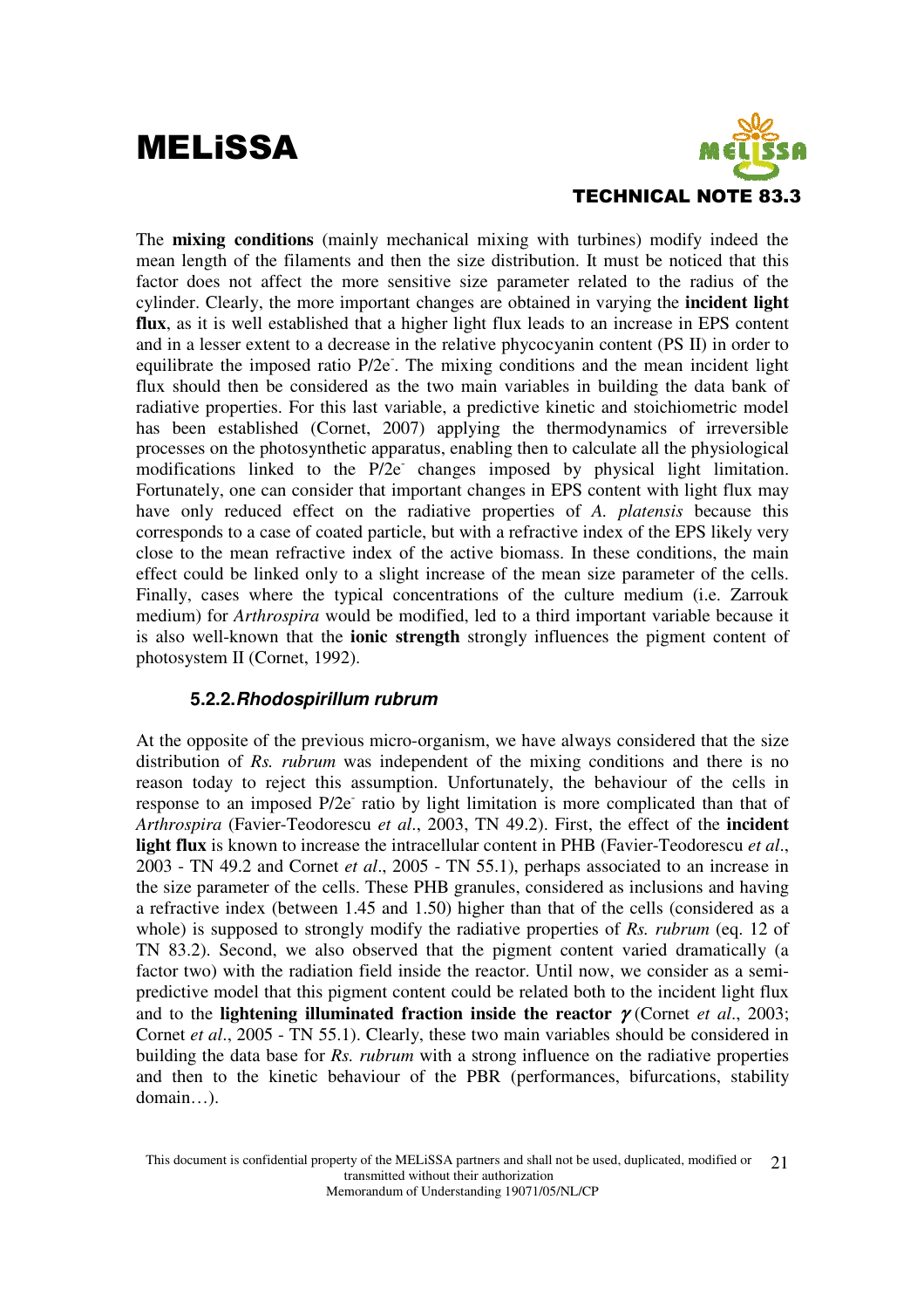The **mixing conditions** (mainly mechanical mixing with turbines) modify indeed the mean length of the filaments and then the size distribution. It must be noticed that this factor does not affect the more sensitive size parameter related to the radius of the cylinder. Clearly, the more important changes are obtained in varying the **incident light flux**, as it is well established that a higher light flux leads to an increase in EPS content and in a lesser extent to a decrease in the relative phycocyanin content (PS II) in order to equilibrate the imposed ratio $P/2e^-$. The mixing conditions and the mean incident light flux should then be considered as the two main variables in building the data bank of radiative properties. For this last variable, a predictive kinetic and stoichiometric model has been established (Cornet, 2007) applying the thermodynamics of irreversible processes on the photosynthetic apparatus, enabling then to calculate all the physiological modifications linked to the $P/2e^-$ changes imposed by physical light limitation. Fortunately, one can consider that important changes in EPS content with light flux may have only reduced effect on the radiative properties of *A. platensis* because this corresponds to a case of coated particle, but with a refractive index of the EPS likely very close to the mean refractive index of the active biomass. In these conditions, the main effect could be linked only to a slight increase of the mean size parameter of the cells. Finally, cases where the typical concentrations of the culture medium (i.e. Zarrouk medium) for *Arthrospira* would be modified, led to a third important variable because it is also well-known that the **ionic strength** strongly influences the pigment content of photosystem II (Cornet, 1992).

### 5.2.2. *Rhodospirillum rubrum*

At the opposite of the previous micro-organism, we have always considered that the size distribution of *Rs. rubrum* was independent of the mixing conditions and there is no reason today to reject this assumption. Unfortunately, the behaviour of the cells in response to an imposed $P/2e^-$ ratio by light limitation is more complicated than that of *Arthrospira* (Favier-Teodorescu *et al*., 2003, TN 49.2). First, the effect of the **incident light flux** is known to increase the intracellular content in PHB (Favier-Teodorescu *et al*., 2003 - TN 49.2 and Cornet *et al*., 2005 - TN 55.1), perhaps associated to an increase in the size parameter of the cells. These PHB granules, considered as inclusions and having a refractive index (between 1.45 and 1.50) higher than that of the cells (considered as a whole) is supposed to strongly modify the radiative properties of *Rs. rubrum* (eq. 12 of TN 83.2). Second, we also observed that the pigment content varied dramatically (a factor two) with the radiation field inside the reactor. Until now, we consider as a semi-predictive model that this pigment content could be related both to the incident light flux and to the **lightening illuminated fraction inside the reactor** $\gamma$ (Cornet *et al*., 2003; Cornet *et al*., 2005 - TN 55.1). Clearly, these two main variables should be considered in building the data base for *Rs. rubrum* with a strong influence on the radiative properties and then to the kinetic behaviour of the PBR (performances, bifurcations, stability domain…).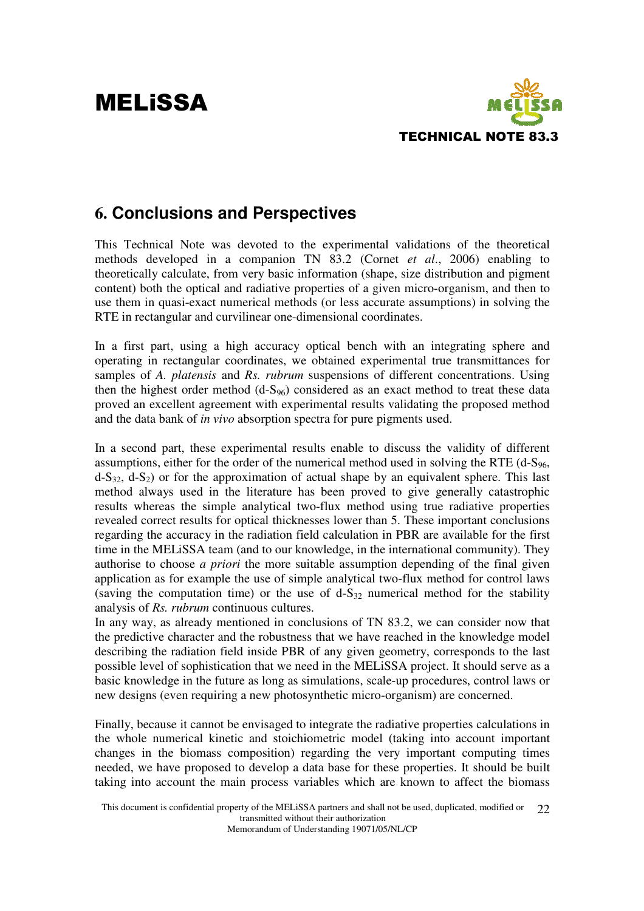## 6. Conclusions and Perspectives

This Technical Note was devoted to the experimental validations of the theoretical methods developed in a companion TN 83.2 (Cornet *et al*., 2006) enabling to theoretically calculate, from very basic information (shape, size distribution and pigment content) both the optical and radiative properties of a given micro-organism, and then to use them in quasi-exact numerical methods (or less accurate assumptions) in solving the RTE in rectangular and curvilinear one-dimensional coordinates.

In a first part, using a high accuracy optical bench with an integrating sphere and operating in rectangular coordinates, we obtained experimental true transmittances for samples of *A. platensis* and *Rs. rubrum* suspensions of different concentrations. Using then the highest order method (d-$S_{96}$) considered as an exact method to treat these data proved an excellent agreement with experimental results validating the proposed method and the data bank of *in vivo* absorption spectra for pure pigments used.

In a second part, these experimental results enable to discuss the validity of different assumptions, either for the order of the numerical method used in solving the RTE (d-$S_{96}$, d-$S_{32}$, d-$S_2$) or for the approximation of actual shape by an equivalent sphere. This last method always used in the literature has been proved to give generally catastrophic results whereas the simple analytical two-flux method using true radiative properties revealed correct results for optical thicknesses lower than 5. These important conclusions regarding the accuracy in the radiation field calculation in PBR are available for the first time in the MELiSSA team (and to our knowledge, in the international community). They authorise to choose *a priori* the more suitable assumption depending of the final given application as for example the use of simple analytical two-flux method for control laws (saving the computation time) or the use of d-$S_{32}$ numerical method for the stability analysis of *Rs. rubrum* continuous cultures.

In any way, as already mentioned in conclusions of TN 83.2, we can consider now that the predictive character and the robustness that we have reached in the knowledge model describing the radiation field inside PBR of any given geometry, corresponds to the last possible level of sophistication that we need in the MELiSSA project. It should serve as a basic knowledge in the future as long as simulations, scale-up procedures, control laws or new designs (even requiring a new photosynthetic micro-organism) are concerned.

Finally, because it cannot be envisaged to integrate the radiative properties calculations in the whole numerical kinetic and stoichiometric model (taking into account important changes in the biomass composition) regarding the very important computing times needed, we have proposed to develop a data base for these properties. It should be built taking into account the main process variables which are known to affect the biomass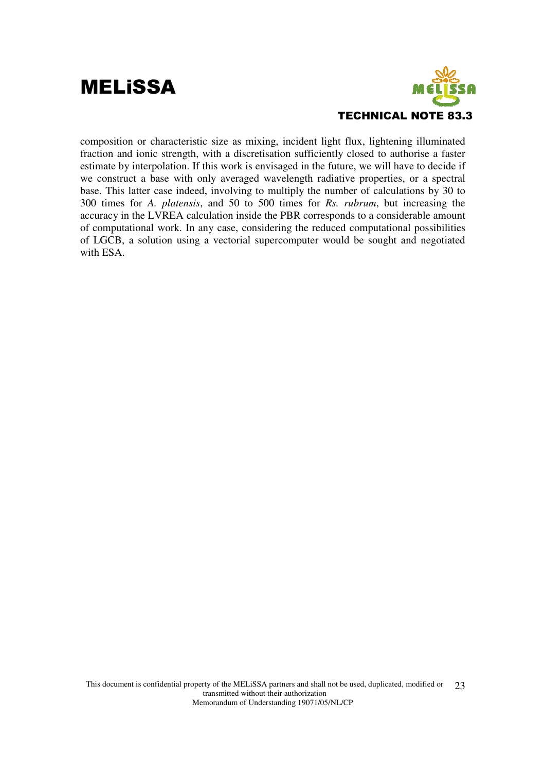composition or characteristic size as mixing, incident light flux, lightening illuminated fraction and ionic strength, with a discretisation sufficiently closed to authorise a faster estimate by interpolation. If this work is envisaged in the future, we will have to decide if we construct a base with only averaged wavelength radiative properties, or a spectral base. This latter case indeed, involving to multiply the number of calculations by 30 to 300 times for *A. platensis*, and 50 to 500 times for *Rs. rubrum*, but increasing the accuracy in the LVREA calculation inside the PBR corresponds to a considerable amount of computational work. In any case, considering the reduced computational possibilities of LGCB, a solution using a vectorial supercomputer would be sought and negotiated with ESA.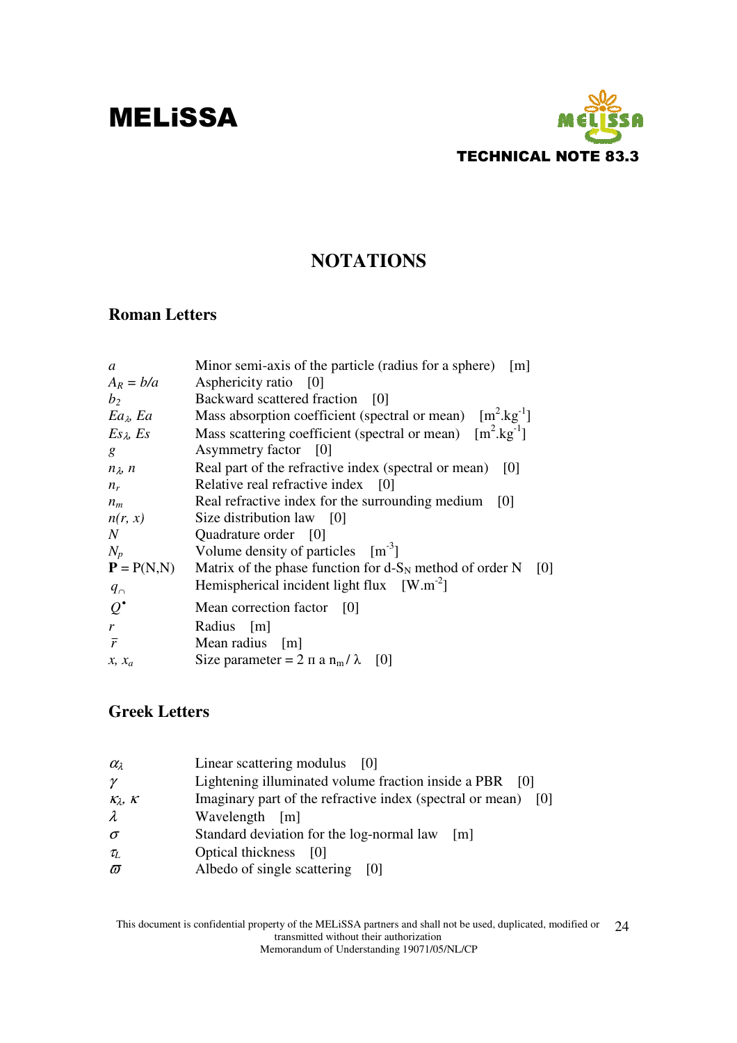# NOTATIONS

## Roman Letters

| | |
|---|---|
| $a$ | Minor semi-axis of the particle (radius for a sphere) [m] |
| $A_R = b/a$ | Asphericity ratio [0] |
| $b_2$ | Backward scattered fraction [0] |
| $Ea_\lambda$, $Ea$ | Mass absorption coefficient (spectral or mean) [$m^2.kg^{-1}$] |
| $Es_\lambda$, $Es$ | Mass scattering coefficient (spectral or mean) [$m^2.kg^{-1}$] |
| $g$ | Asymmetry factor [0] |
| $n_\lambda$, $n$ | Real part of the refractive index (spectral or mean) [0] |
| $n_r$ | Relative real refractive index [0] |
| $n_m$ | Real refractive index for the surrounding medium [0] |
| $n(r, x)$ | Size distribution law [0] |
| $N$ | Quadrature order [0] |
| $N_p$ | Volume density of particles [$m^{-3}$] |
| $\mathbf{P} = P(N,N)$ | Matrix of the phase function for d-$S_N$ method of order N [0] |
| $q_\cap$ | Hemispherical incident light flux [$W.m^{-2}$] |
| $Q^\bullet$ | Mean correction factor [0] |
| $r$ | Radius [m] |
| $\bar{r}$ | Mean radius [m] |
| $x$, $x_a$ | Size parameter = $2 \pi a n_m / \lambda$ [0] |

## Greek Letters

| | |
|---|---|
| $\alpha_\lambda$ | Linear scattering modulus [0] |
| $\gamma$ | Lightening illuminated volume fraction inside a PBR [0] |
| $\kappa_\lambda$, $\kappa$ | Imaginary part of the refractive index (spectral or mean) [0] |
| $\lambda$ | Wavelength [m] |
| $\sigma$ | Standard deviation for the log-normal law [m] |
| $\tau_L$ | Optical thickness [0] |
| $\varpi$ | Albedo of single scattering [0] |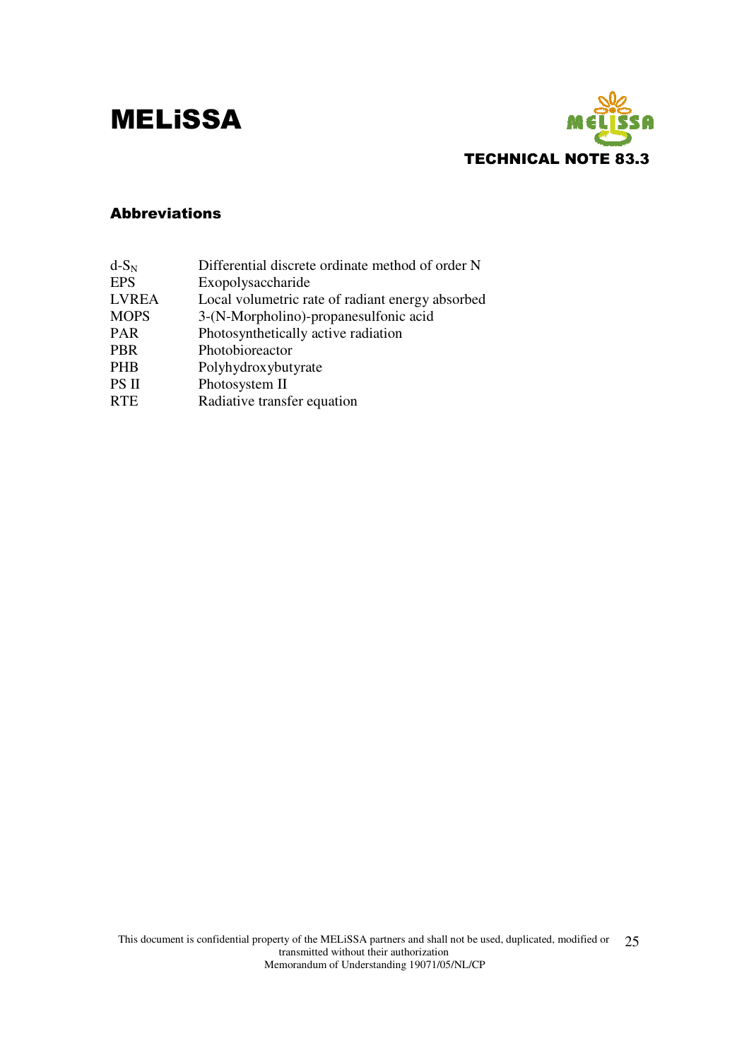## Abbreviations

| | |
|---|---|
| d-$S_N$ | Differential discrete ordinate method of order N |
| EPS | Exopolysaccharide |
| LVREA | Local volumetric rate of radiant energy absorbed |
| MOPS | 3-(N-Morpholino)-propanesulfonic acid |
| PAR | Photosynthetically active radiation |
| PBR | Photobioreactor |
| PHB | Polyhydroxybutyrate |
| PS II | Photosystem II |
| RTE | Radiative transfer equation |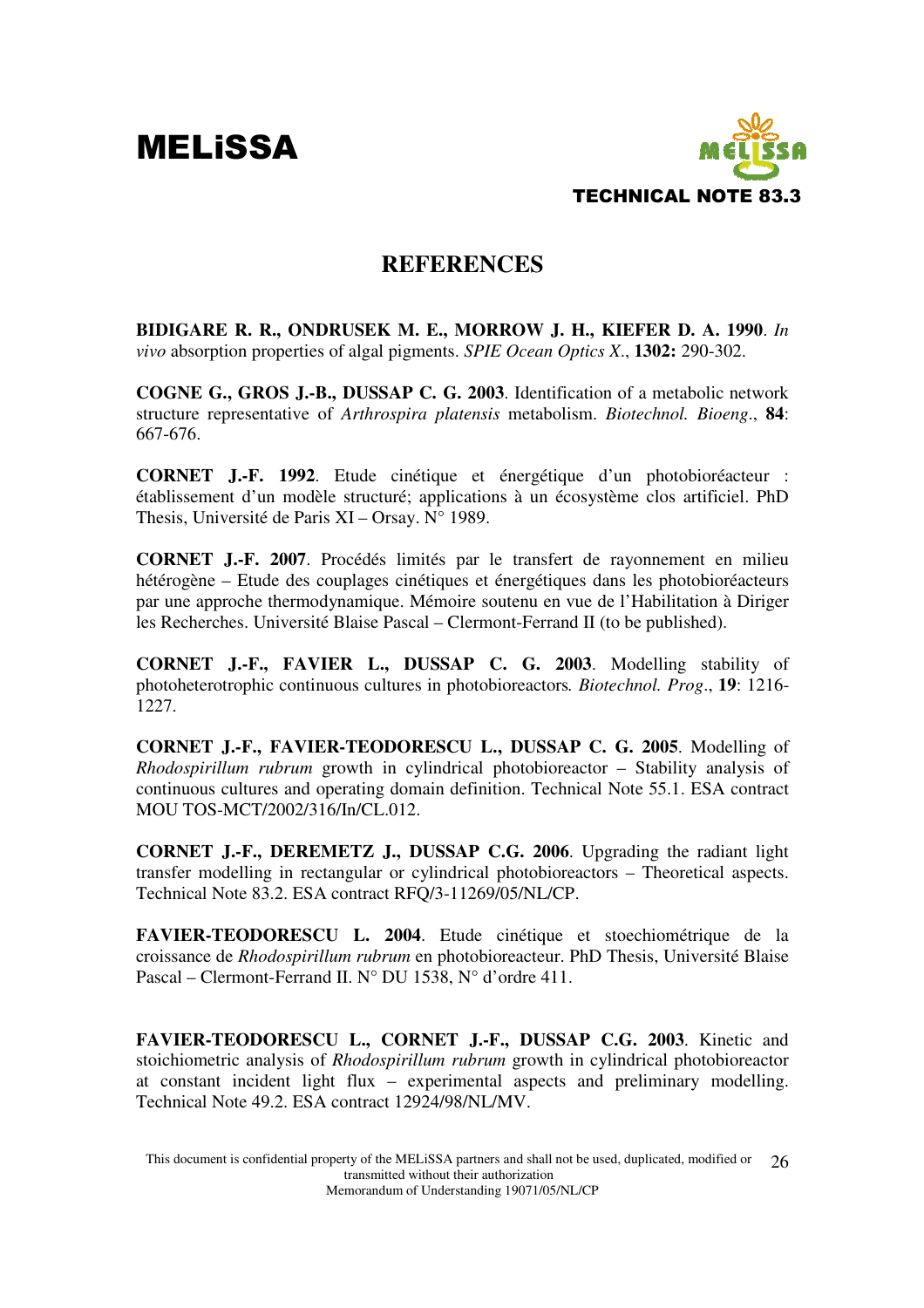## REFERENCES

**BIDIGARE R. R., ONDRUSEK M. E., MORROW J. H., KIEFER D. A. 1990**. *In vivo* absorption properties of algal pigments. *SPIE Ocean Optics X*., **1302:** 290-302.

**COGNE G., GROS J.-B., DUSSAP C. G. 2003**. Identification of a metabolic network structure representative of *Arthrospira platensis* metabolism. *Biotechnol. Bioeng*., **84**: 667-676.

**CORNET J.-F. 1992**. Etude cinétique et énergétique d'un photobioréacteur : établissement d'un modèle structuré; applications à un écosystème clos artificiel. PhD Thesis, Université de Paris XI – Orsay. N° 1989.

**CORNET J.-F. 2007**. Procédés limités par le transfert de rayonnement en milieu hétérogène – Etude des couplages cinétiques et énergétiques dans les photobioréacteurs par une approche thermodynamique. Mémoire soutenu en vue de l'Habilitation à Diriger les Recherches. Université Blaise Pascal – Clermont-Ferrand II (to be published).

**CORNET J.-F., FAVIER L., DUSSAP C. G. 2003**. Modelling stability of photoheterotrophic continuous cultures in photobioreactors*. Biotechnol. Prog*., **19**: 1216-1227.

**CORNET J.-F., FAVIER-TEODORESCU L., DUSSAP C. G. 2005**. Modelling of *Rhodospirillum rubrum* growth in cylindrical photobioreactor – Stability analysis of continuous cultures and operating domain definition. Technical Note 55.1. ESA contract MOU TOS-MCT/2002/316/In/CL.012.

**CORNET J.-F., DEREMETZ J., DUSSAP C.G. 2006**. Upgrading the radiant light transfer modelling in rectangular or cylindrical photobioreactors – Theoretical aspects. Technical Note 83.2. ESA contract RFQ/3-11269/05/NL/CP.

**FAVIER-TEODORESCU L. 2004**. Etude cinétique et stoechiométrique de la croissance de *Rhodospirillum rubrum* en photobioreacteur. PhD Thesis, Université Blaise Pascal – Clermont-Ferrand II. N° DU 1538, N° d'ordre 411.

**FAVIER-TEODORESCU L., CORNET J.-F., DUSSAP C.G. 2003**. Kinetic and stoichiometric analysis of *Rhodospirillum rubrum* growth in cylindrical photobioreactor at constant incident light flux – experimental aspects and preliminary modelling. Technical Note 49.2. ESA contract 12924/98/NL/MV.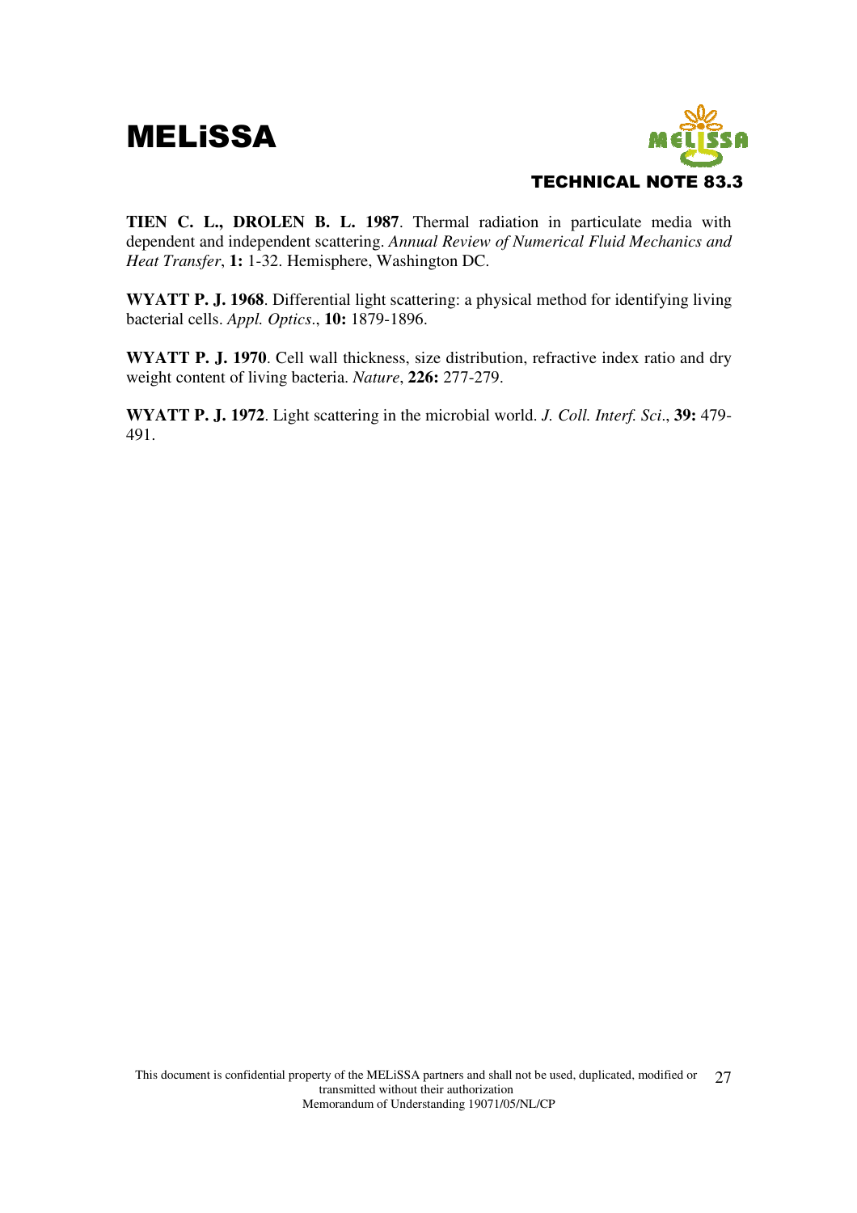**TIEN C. L., DROLEN B. L. 1987**. Thermal radiation in particulate media with dependent and independent scattering. *Annual Review of Numerical Fluid Mechanics and Heat Transfer*, **1:** 1-32. Hemisphere, Washington DC.

**WYATT P. J. 1968**. Differential light scattering: a physical method for identifying living bacterial cells. *Appl. Optics*., **10:** 1879-1896.

**WYATT P. J. 1970**. Cell wall thickness, size distribution, refractive index ratio and dry weight content of living bacteria. *Nature*, **226:** 277-279.

**WYATT P. J. 1972**. Light scattering in the microbial world. *J. Coll. Interf. Sci*., **39:** 479-491.